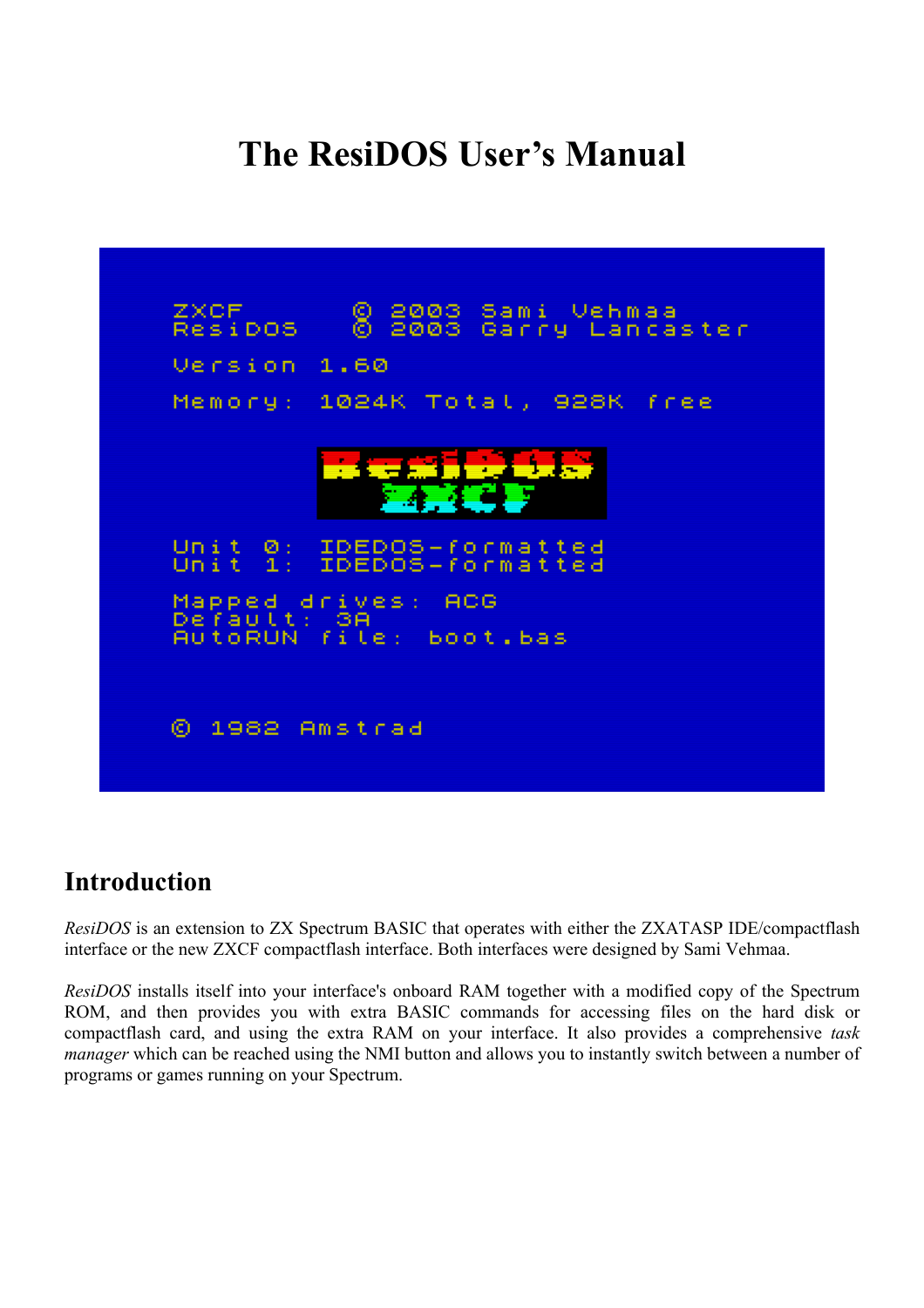# The ResiDOS User's Manual

```
ZXCF        © 2003 Sami Vehmaa
ResiDOS     © 2003 Garry Lancaster

Version 1.60

Memory: 1024K Total, 928K free

Unit 0: IDEDOS-formatted
Unit 1: IDEDOS-formatted

Mapped drives: ACG
Default: 3A
AutoRUN file: boot.bas


© 1982 Amstrad
```

## Introduction

*ResiDOS* is an extension to ZX Spectrum BASIC that operates with either the ZXATASP IDE/compactflash interface or the new ZXCF compactflash interface. Both interfaces were designed by Sami Vehmaa.

*ResiDOS* installs itself into your interface's onboard RAM together with a modified copy of the Spectrum ROM, and then provides you with extra BASIC commands for accessing files on the hard disk or compactflash card, and using the extra RAM on your interface. It also provides a comprehensive *task manager* which can be reached using the NMI button and allows you to instantly switch between a number of programs or games running on your Spectrum.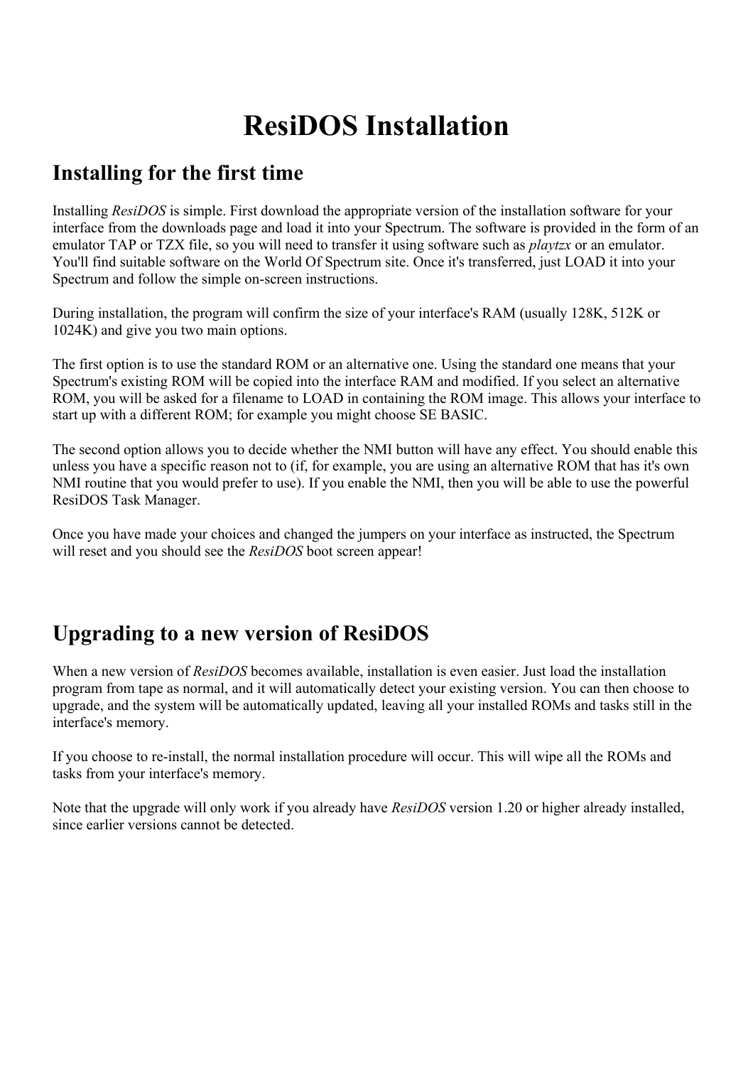# ResiDOS Installation

## Installing for the first time

Installing *ResiDOS* is simple. First download the appropriate version of the installation software for your interface from the downloads page and load it into your Spectrum. The software is provided in the form of an emulator TAP or TZX file, so you will need to transfer it using software such as *playtzx* or an emulator. You'll find suitable software on the World Of Spectrum site. Once it's transferred, just LOAD it into your Spectrum and follow the simple on-screen instructions.

During installation, the program will confirm the size of your interface's RAM (usually 128K, 512K or 1024K) and give you two main options.

The first option is to use the standard ROM or an alternative one. Using the standard one means that your Spectrum's existing ROM will be copied into the interface RAM and modified. If you select an alternative ROM, you will be asked for a filename to LOAD in containing the ROM image. This allows your interface to start up with a different ROM; for example you might choose SE BASIC.

The second option allows you to decide whether the NMI button will have any effect. You should enable this unless you have a specific reason not to (if, for example, you are using an alternative ROM that has it's own NMI routine that you would prefer to use). If you enable the NMI, then you will be able to use the powerful ResiDOS Task Manager.

Once you have made your choices and changed the jumpers on your interface as instructed, the Spectrum will reset and you should see the *ResiDOS* boot screen appear!

## Upgrading to a new version of ResiDOS

When a new version of *ResiDOS* becomes available, installation is even easier. Just load the installation program from tape as normal, and it will automatically detect your existing version. You can then choose to upgrade, and the system will be automatically updated, leaving all your installed ROMs and tasks still in the interface's memory.

If you choose to re-install, the normal installation procedure will occur. This will wipe all the ROMs and tasks from your interface's memory.

Note that the upgrade will only work if you already have *ResiDOS* version 1.20 or higher already installed, since earlier versions cannot be detected.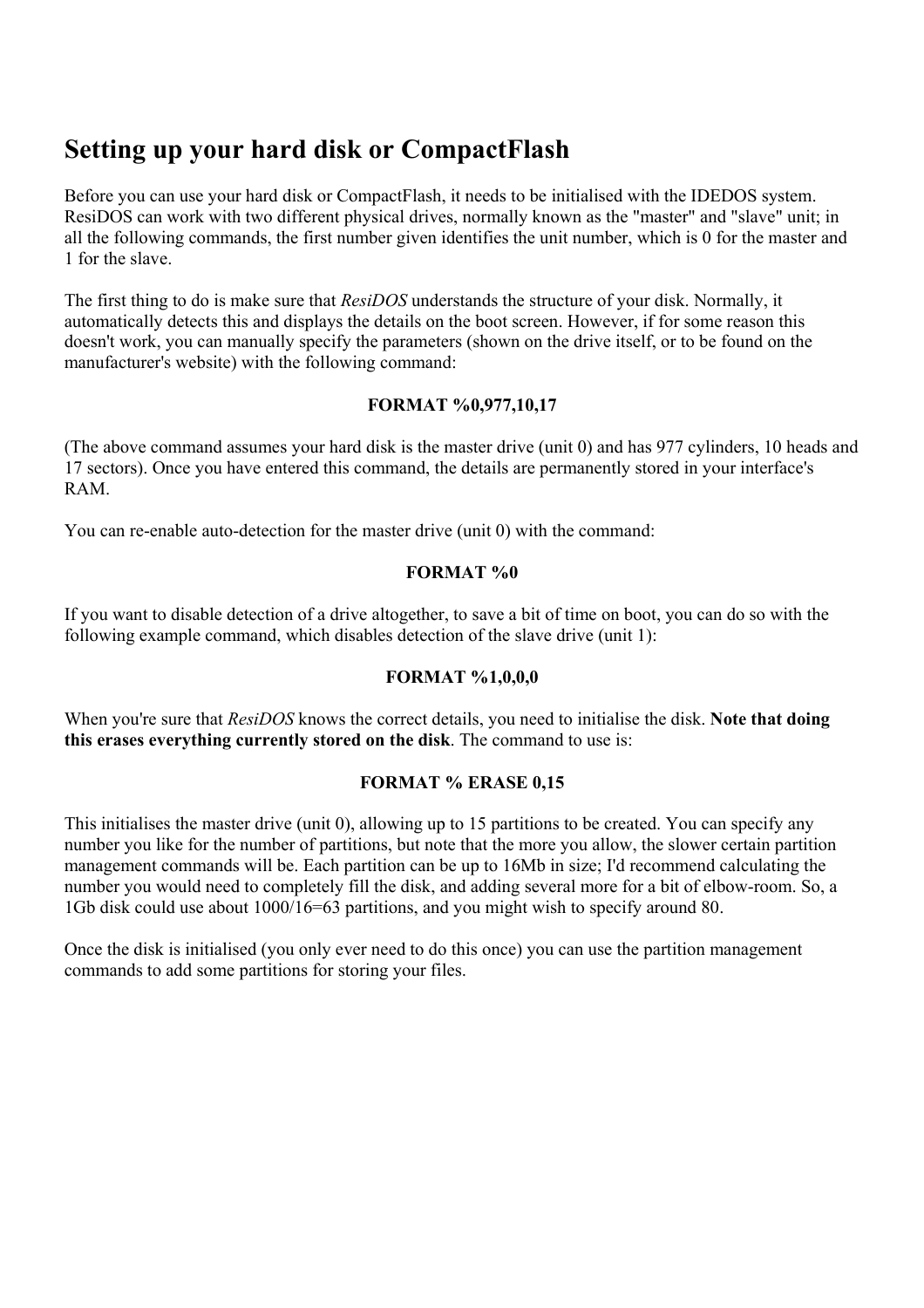# Setting up your hard disk or CompactFlash

Before you can use your hard disk or CompactFlash, it needs to be initialised with the IDEDOS system. ResiDOS can work with two different physical drives, normally known as the "master" and "slave" unit; in all the following commands, the first number given identifies the unit number, which is 0 for the master and 1 for the slave.

The first thing to do is make sure that *ResiDOS* understands the structure of your disk. Normally, it automatically detects this and displays the details on the boot screen. However, if for some reason this doesn't work, you can manually specify the parameters (shown on the drive itself, or to be found on the manufacturer's website) with the following command:

**FORMAT %0,977,10,17**

(The above command assumes your hard disk is the master drive (unit 0) and has 977 cylinders, 10 heads and 17 sectors). Once you have entered this command, the details are permanently stored in your interface's RAM.

You can re-enable auto-detection for the master drive (unit 0) with the command:

**FORMAT %0**

If you want to disable detection of a drive altogether, to save a bit of time on boot, you can do so with the following example command, which disables detection of the slave drive (unit 1):

**FORMAT %1,0,0,0**

When you're sure that *ResiDOS* knows the correct details, you need to initialise the disk. **Note that doing this erases everything currently stored on the disk**. The command to use is:

**FORMAT % ERASE 0,15**

This initialises the master drive (unit 0), allowing up to 15 partitions to be created. You can specify any number you like for the number of partitions, but note that the more you allow, the slower certain partition management commands will be. Each partition can be up to 16Mb in size; I'd recommend calculating the number you would need to completely fill the disk, and adding several more for a bit of elbow-room. So, a 1Gb disk could use about 1000/16=63 partitions, and you might wish to specify around 80.

Once the disk is initialised (you only ever need to do this once) you can use the partition management commands to add some partitions for storing your files.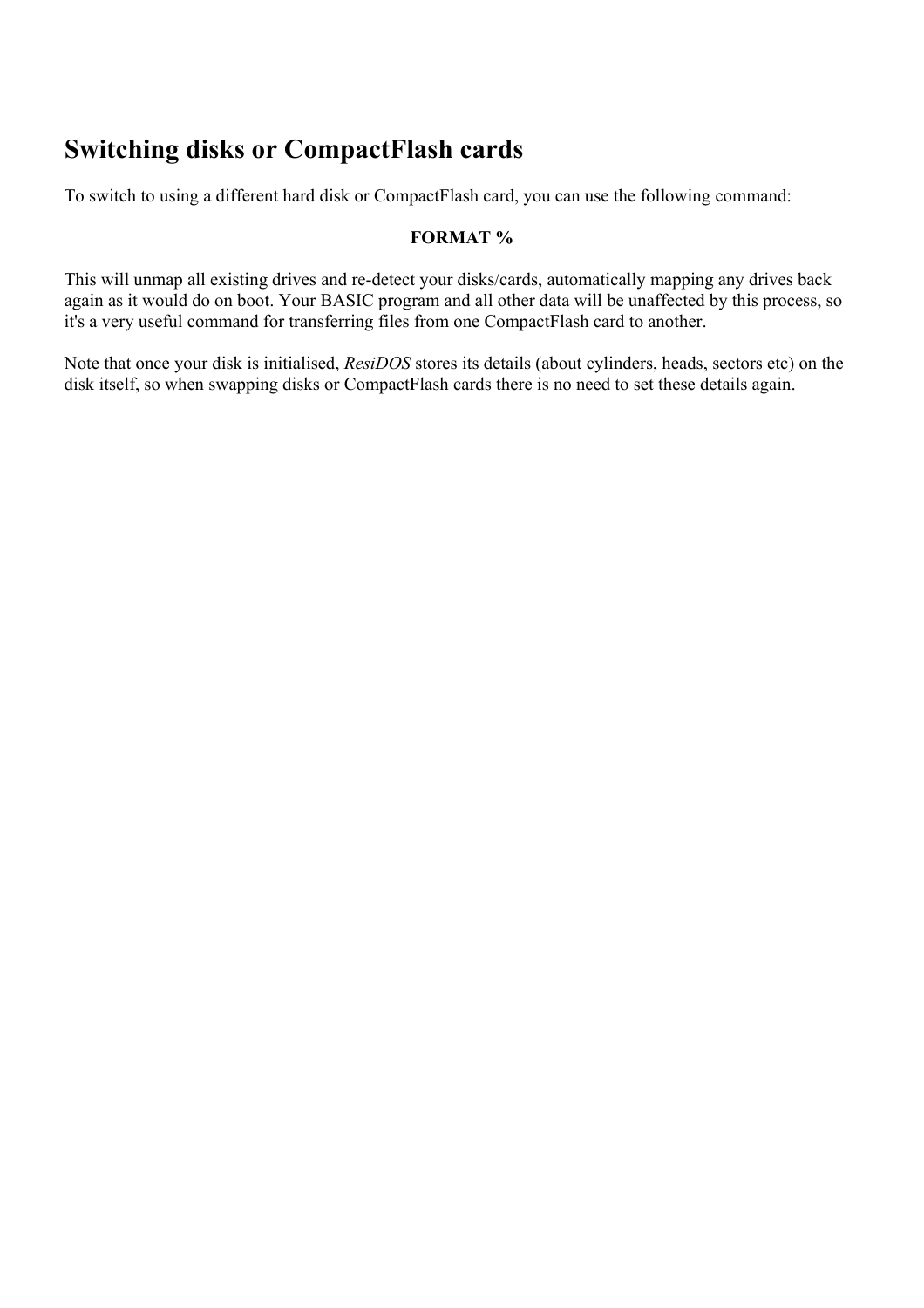## Switching disks or CompactFlash cards

To switch to using a different hard disk or CompactFlash card, you can use the following command:

**FORMAT %**

This will unmap all existing drives and re-detect your disks/cards, automatically mapping any drives back again as it would do on boot. Your BASIC program and all other data will be unaffected by this process, so it's a very useful command for transferring files from one CompactFlash card to another.

Note that once your disk is initialised, *ResiDOS* stores its details (about cylinders, heads, sectors etc) on the disk itself, so when swapping disks or CompactFlash cards there is no need to set these details again.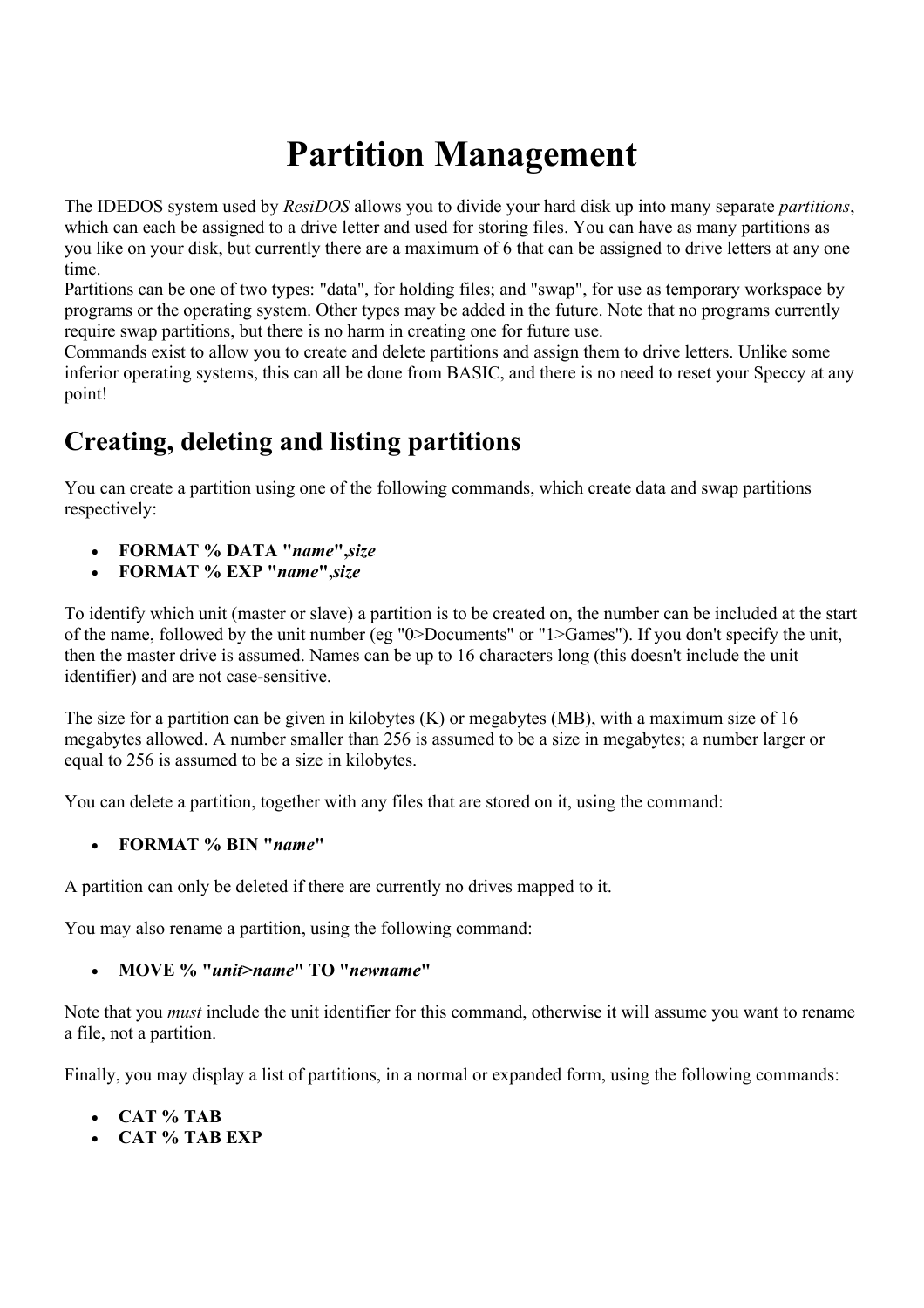# Partition Management

The IDEDOS system used by *ResiDOS* allows you to divide your hard disk up into many separate *partitions*, which can each be assigned to a drive letter and used for storing files. You can have as many partitions as you like on your disk, but currently there are a maximum of 6 that can be assigned to drive letters at any one time.
Partitions can be one of two types: "data", for holding files; and "swap", for use as temporary workspace by programs or the operating system. Other types may be added in the future. Note that no programs currently require swap partitions, but there is no harm in creating one for future use.
Commands exist to allow you to create and delete partitions and assign them to drive letters. Unlike some inferior operating systems, this can all be done from BASIC, and there is no need to reset your Speccy at any point!

## Creating, deleting and listing partitions

You can create a partition using one of the following commands, which create data and swap partitions respectively:

- **FORMAT % DATA "*name*",*size***
- **FORMAT % EXP "*name*",*size***

To identify which unit (master or slave) a partition is to be created on, the number can be included at the start of the name, followed by the unit number (eg "0>Documents" or "1>Games"). If you don't specify the unit, then the master drive is assumed. Names can be up to 16 characters long (this doesn't include the unit identifier) and are not case-sensitive.

The size for a partition can be given in kilobytes (K) or megabytes (MB), with a maximum size of 16 megabytes allowed. A number smaller than 256 is assumed to be a size in megabytes; a number larger or equal to 256 is assumed to be a size in kilobytes.

You can delete a partition, together with any files that are stored on it, using the command:

- **FORMAT % BIN "*name*"**

A partition can only be deleted if there are currently no drives mapped to it.

You may also rename a partition, using the following command:

- **MOVE % "*unit*>*name*" TO "*newname*"**

Note that you *must* include the unit identifier for this command, otherwise it will assume you want to rename a file, not a partition.

Finally, you may display a list of partitions, in a normal or expanded form, using the following commands:

- **CAT % TAB**
- **CAT % TAB EXP**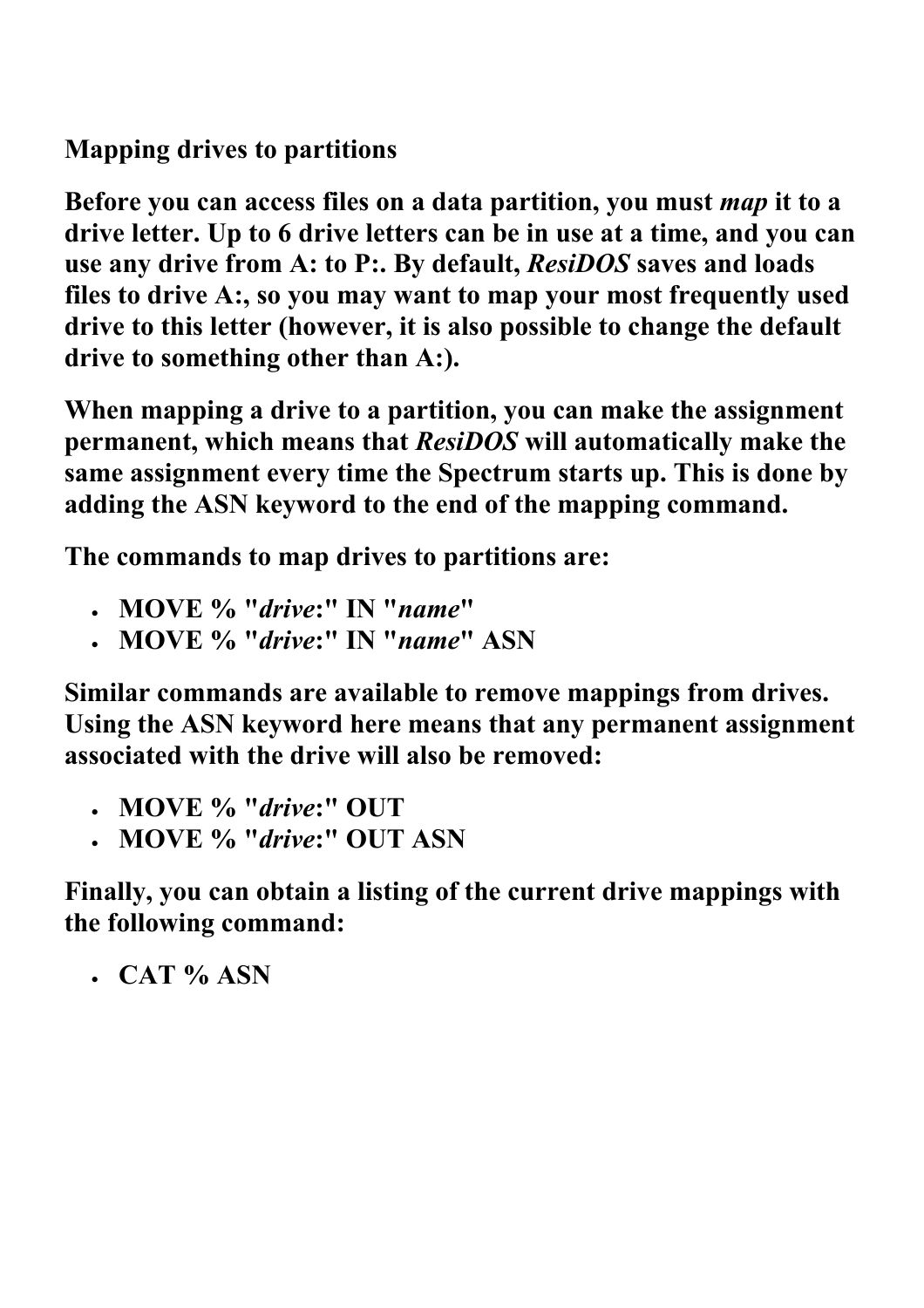## Mapping drives to partitions

Before you can access files on a data partition, you must *map* it to a drive letter. Up to 6 drive letters can be in use at a time, and you can use any drive from A: to P:. By default, *ResiDOS* saves and loads files to drive A:, so you may want to map your most frequently used drive to this letter (however, it is also possible to change the default drive to something other than A:).

When mapping a drive to a partition, you can make the assignment permanent, which means that *ResiDOS* will automatically make the same assignment every time the Spectrum starts up. This is done by adding the ASN keyword to the end of the mapping command.

The commands to map drives to partitions are:

- MOVE % "*drive*:" IN "*name*"
- MOVE % "*drive*:" IN "*name*" ASN

Similar commands are available to remove mappings from drives. Using the ASN keyword here means that any permanent assignment associated with the drive will also be removed:

- MOVE % "*drive*:" OUT
- MOVE % "*drive*:" OUT ASN

Finally, you can obtain a listing of the current drive mappings with the following command:

- CAT % ASN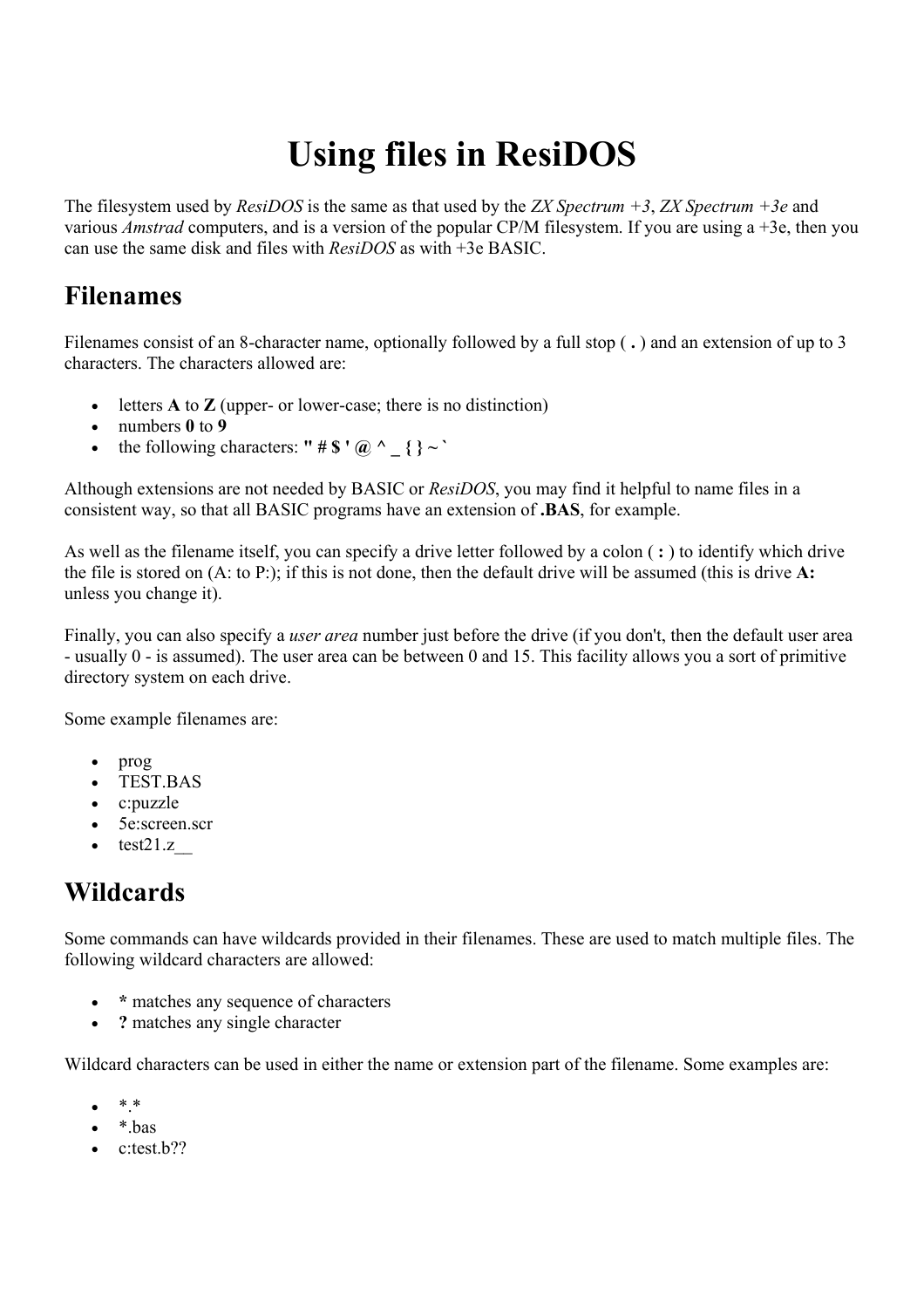# Using files in ResiDOS

The filesystem used by *ResiDOS* is the same as that used by the *ZX Spectrum +3*, *ZX Spectrum +3e* and various *Amstrad* computers, and is a version of the popular CP/M filesystem. If you are using a +3e, then you can use the same disk and files with *ResiDOS* as with +3e BASIC.

## Filenames

Filenames consist of an 8-character name, optionally followed by a full stop ( **.** ) and an extension of up to 3 characters. The characters allowed are:

- letters **A** to **Z** (upper- or lower-case; there is no distinction)
- numbers **0** to **9**
- the following characters: **" # $ ' @ ^ _ { } ~ `**

Although extensions are not needed by BASIC or *ResiDOS*, you may find it helpful to name files in a consistent way, so that all BASIC programs have an extension of **.BAS**, for example.

As well as the filename itself, you can specify a drive letter followed by a colon ( **:** ) to identify which drive the file is stored on (A: to P:); if this is not done, then the default drive will be assumed (this is drive **A:** unless you change it).

Finally, you can also specify a *user area* number just before the drive (if you don't, then the default user area - usually 0 - is assumed). The user area can be between 0 and 15. This facility allows you a sort of primitive directory system on each drive.

Some example filenames are:

- prog
- TEST.BAS
- c:puzzle
- 5e:screen.scr
- test21.z__

## Wildcards

Some commands can have wildcards provided in their filenames. These are used to match multiple files. The following wildcard characters are allowed:

- **\*** matches any sequence of characters
- **?** matches any single character

Wildcard characters can be used in either the name or extension part of the filename. Some examples are:

- \*.\*
- \*.bas
- c:test.b??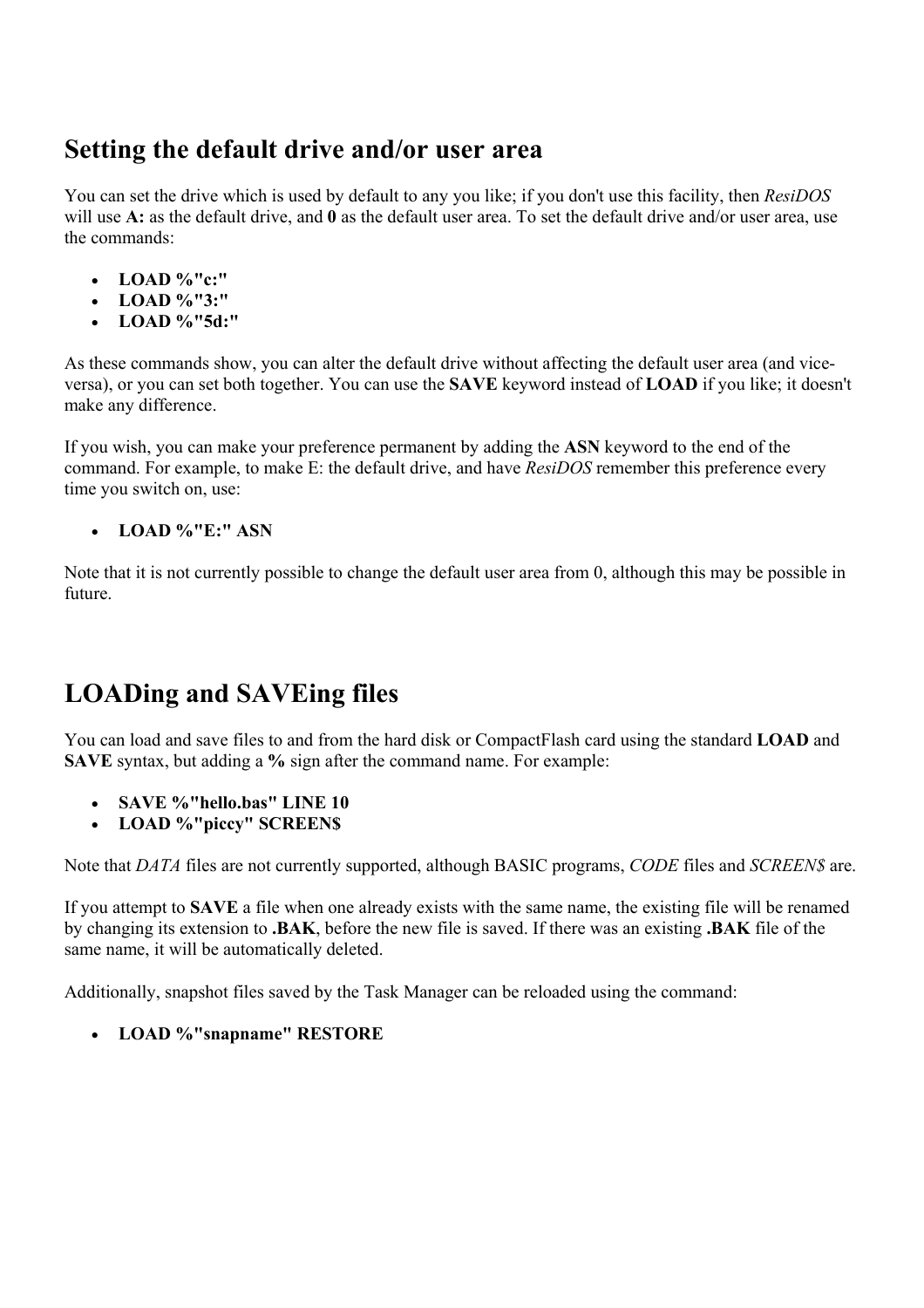## Setting the default drive and/or user area

You can set the drive which is used by default to any you like; if you don't use this facility, then *ResiDOS* will use **A:** as the default drive, and **0** as the default user area. To set the default drive and/or user area, use the commands:

- **LOAD %"c:"**
- **LOAD %"3:"**
- **LOAD %"5d:"**

As these commands show, you can alter the default drive without affecting the default user area (and vice-versa), or you can set both together. You can use the **SAVE** keyword instead of **LOAD** if you like; it doesn't make any difference.

If you wish, you can make your preference permanent by adding the **ASN** keyword to the end of the command. For example, to make E: the default drive, and have *ResiDOS* remember this preference every time you switch on, use:

- **LOAD %"E:" ASN**

Note that it is not currently possible to change the default user area from 0, although this may be possible in future.

## LOADing and SAVEing files

You can load and save files to and from the hard disk or CompactFlash card using the standard **LOAD** and **SAVE** syntax, but adding a **%** sign after the command name. For example:

- **SAVE %"hello.bas" LINE 10**
- **LOAD %"piccy" SCREEN$**

Note that *DATA* files are not currently supported, although BASIC programs, *CODE* files and *SCREEN$* are.

If you attempt to **SAVE** a file when one already exists with the same name, the existing file will be renamed by changing its extension to **.BAK**, before the new file is saved. If there was an existing **.BAK** file of the same name, it will be automatically deleted.

Additionally, snapshot files saved by the Task Manager can be reloaded using the command:

- **LOAD %"snapname" RESTORE**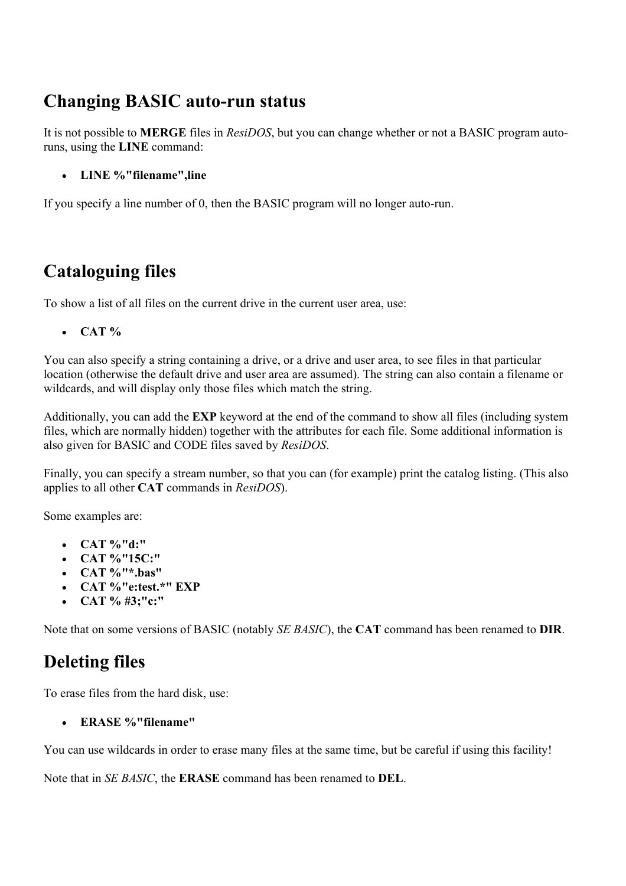## Changing BASIC auto-run status

It is not possible to **MERGE** files in *ResiDOS*, but you can change whether or not a BASIC program auto-runs, using the **LINE** command:

- **LINE %"filename",line**

If you specify a line number of 0, then the BASIC program will no longer auto-run.

## Cataloguing files

To show a list of all files on the current drive in the current user area, use:

- **CAT %**

You can also specify a string containing a drive, or a drive and user area, to see files in that particular location (otherwise the default drive and user area are assumed). The string can also contain a filename or wildcards, and will display only those files which match the string.

Additionally, you can add the **EXP** keyword at the end of the command to show all files (including system files, which are normally hidden) together with the attributes for each file. Some additional information is also given for BASIC and CODE files saved by *ResiDOS*.

Finally, you can specify a stream number, so that you can (for example) print the catalog listing. (This also applies to all other **CAT** commands in *ResiDOS*).

Some examples are:

- **CAT %"d:"**
- **CAT %"15C:"**
- **CAT %"*.bas"**
- **CAT %"e:test.*" EXP**
- **CAT % #3;"c:"**

Note that on some versions of BASIC (notably *SE BASIC*), the **CAT** command has been renamed to **DIR**.

## Deleting files

To erase files from the hard disk, use:

- **ERASE %"filename"**

You can use wildcards in order to erase many files at the same time, but be careful if using this facility!

Note that in *SE BASIC*, the **ERASE** command has been renamed to **DEL**.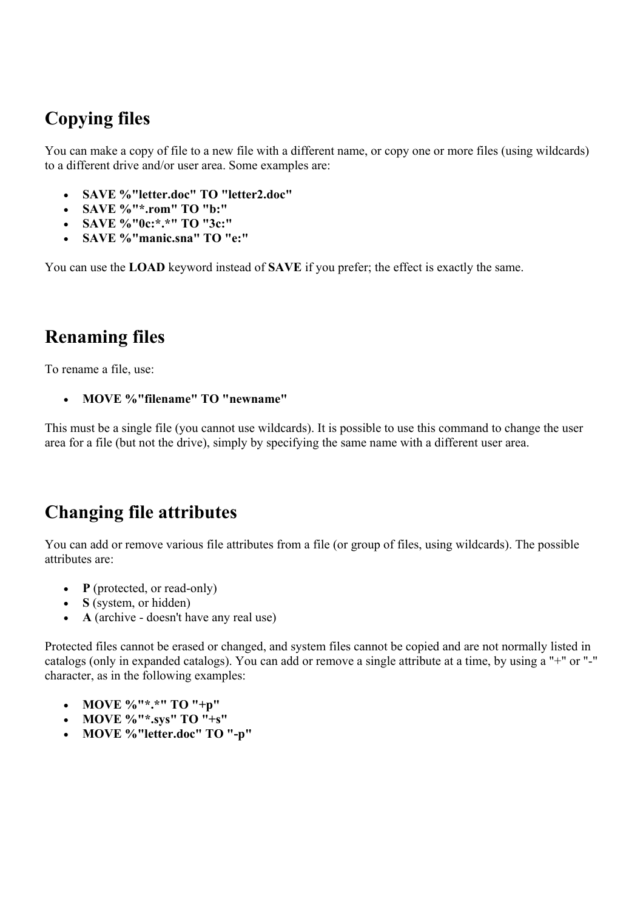## Copying files

You can make a copy of file to a new file with a different name, or copy one or more files (using wildcards) to a different drive and/or user area. Some examples are:

- **SAVE %"letter.doc" TO "letter2.doc"**
- **SAVE %"*.rom" TO "b:"**
- **SAVE %"0c:*.*" TO "3c:"**
- **SAVE %"manic.sna" TO "e:"**

You can use the **LOAD** keyword instead of **SAVE** if you prefer; the effect is exactly the same.

## Renaming files

To rename a file, use:

- **MOVE %"filename" TO "newname"**

This must be a single file (you cannot use wildcards). It is possible to use this command to change the user area for a file (but not the drive), simply by specifying the same name with a different user area.

## Changing file attributes

You can add or remove various file attributes from a file (or group of files, using wildcards). The possible attributes are:

- **P** (protected, or read-only)
- **S** (system, or hidden)
- **A** (archive - doesn't have any real use)

Protected files cannot be erased or changed, and system files cannot be copied and are not normally listed in catalogs (only in expanded catalogs). You can add or remove a single attribute at a time, by using a "+" or "-" character, as in the following examples:

- **MOVE %"*.*" TO "+p"**
- **MOVE %"*.sys" TO "+s"**
- **MOVE %"letter.doc" TO "-p"**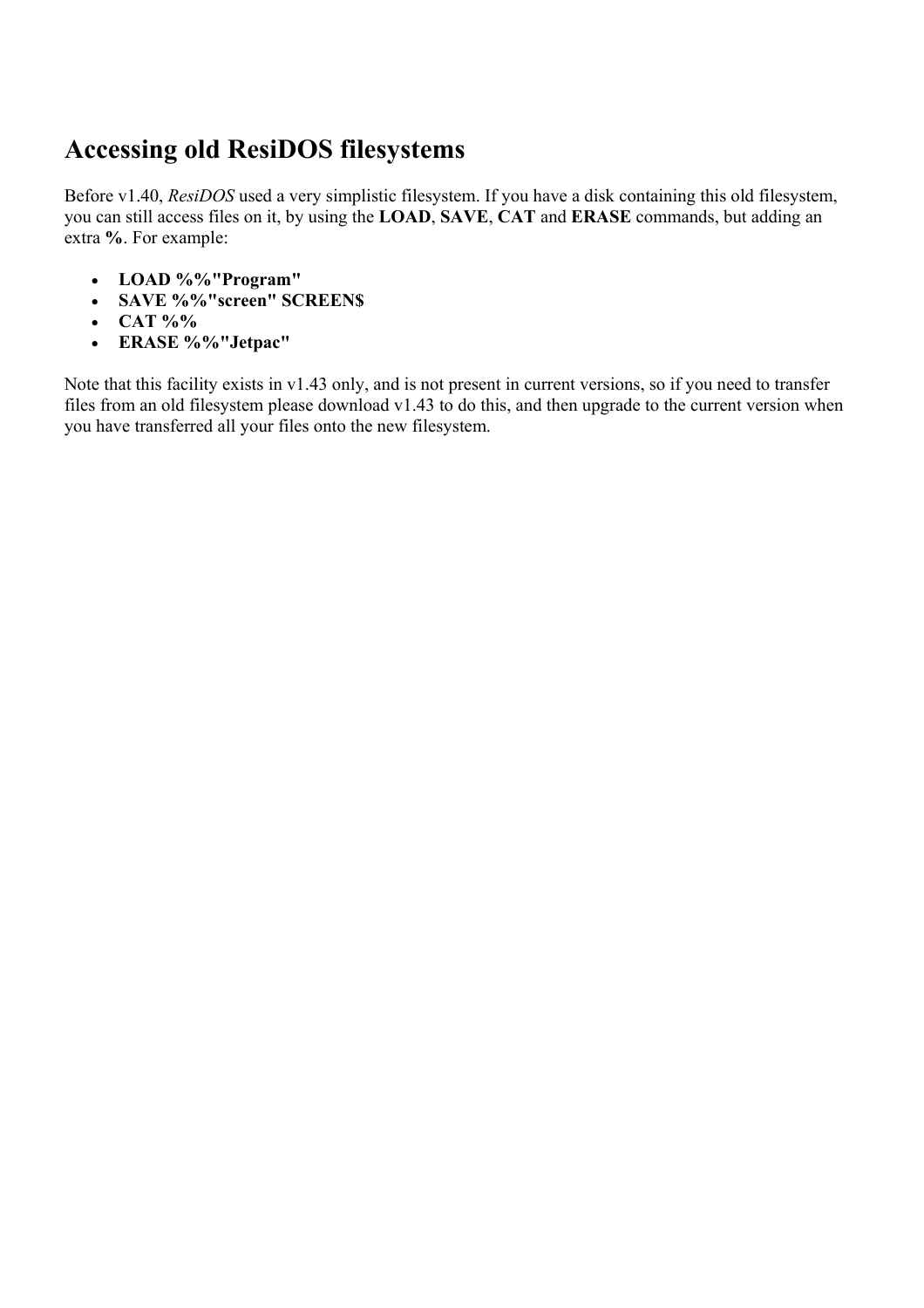## Accessing old ResiDOS filesystems

Before v1.40, *ResiDOS* used a very simplistic filesystem. If you have a disk containing this old filesystem, you can still access files on it, by using the **LOAD**, **SAVE**, **CAT** and **ERASE** commands, but adding an extra **%**. For example:

- **LOAD %%"Program"**
- **SAVE %%"screen" SCREEN$**
- **CAT %%**
- **ERASE %%"Jetpac"**

Note that this facility exists in v1.43 only, and is not present in current versions, so if you need to transfer files from an old filesystem please download v1.43 to do this, and then upgrade to the current version when you have transferred all your files onto the new filesystem.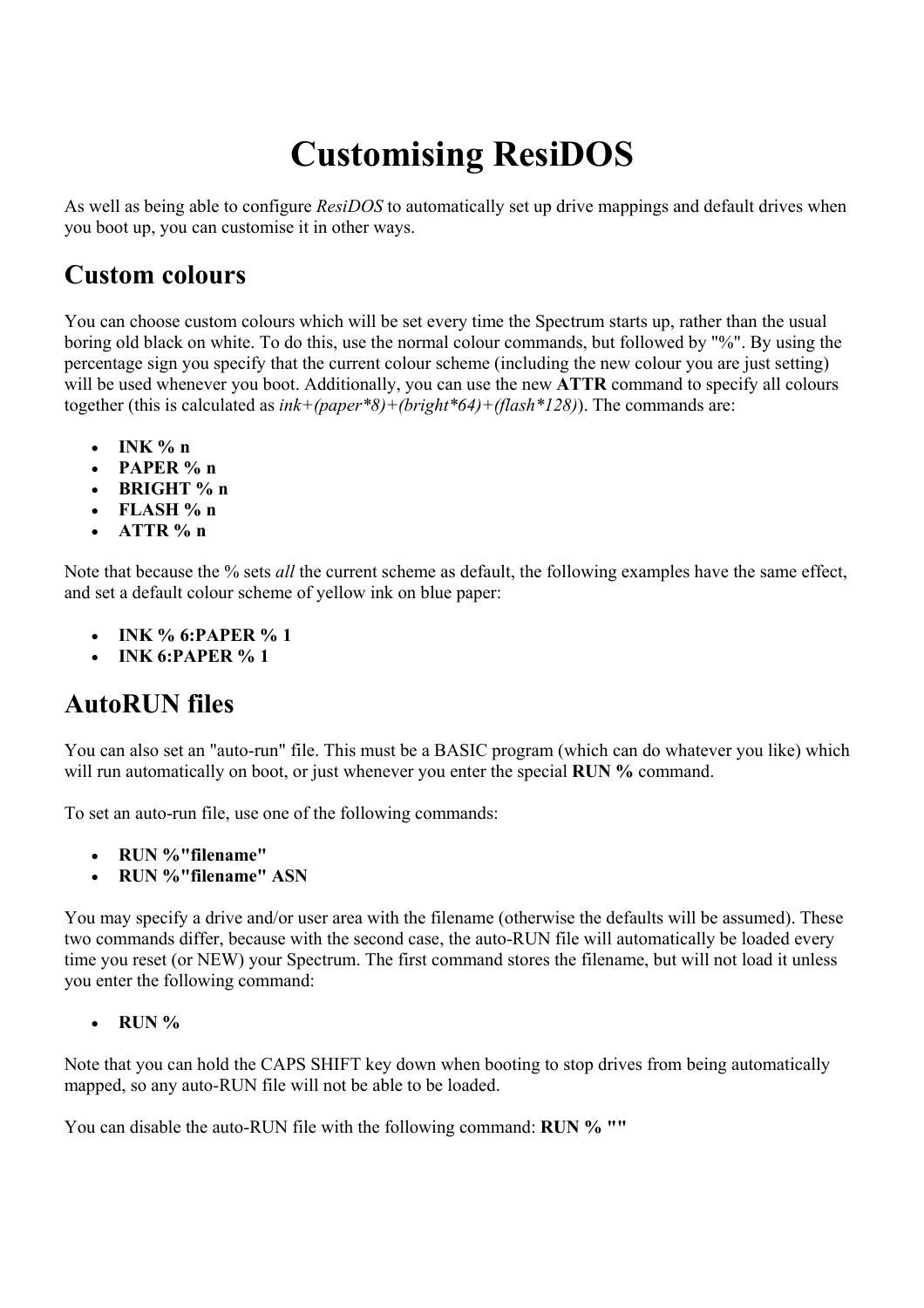# Customising ResiDOS

As well as being able to configure *ResiDOS* to automatically set up drive mappings and default drives when you boot up, you can customise it in other ways.

## Custom colours

You can choose custom colours which will be set every time the Spectrum starts up, rather than the usual boring old black on white. To do this, use the normal colour commands, but followed by "%". By using the percentage sign you specify that the current colour scheme (including the new colour you are just setting) will be used whenever you boot. Additionally, you can use the new **ATTR** command to specify all colours together (this is calculated as *ink+(paper*8)+(bright*64)+(flash*128)*). The commands are:

- **INK % n**
- **PAPER % n**
- **BRIGHT % n**
- **FLASH % n**
- **ATTR % n**

Note that because the % sets *all* the current scheme as default, the following examples have the same effect, and set a default colour scheme of yellow ink on blue paper:

- **INK % 6:PAPER % 1**
- **INK 6:PAPER % 1**

## AutoRUN files

You can also set an "auto-run" file. This must be a BASIC program (which can do whatever you like) which will run automatically on boot, or just whenever you enter the special **RUN %** command.

To set an auto-run file, use one of the following commands:

- **RUN %"filename"**
- **RUN %"filename" ASN**

You may specify a drive and/or user area with the filename (otherwise the defaults will be assumed). These two commands differ, because with the second case, the auto-RUN file will automatically be loaded every time you reset (or NEW) your Spectrum. The first command stores the filename, but will not load it unless you enter the following command:

- **RUN %**

Note that you can hold the CAPS SHIFT key down when booting to stop drives from being automatically mapped, so any auto-RUN file will not be able to be loaded.

You can disable the auto-RUN file with the following command: **RUN % ""**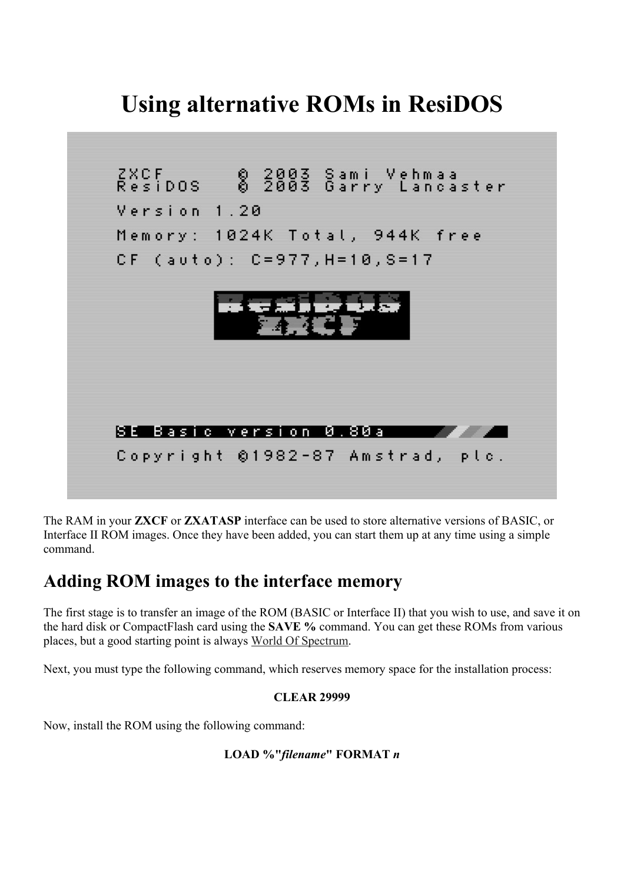# Using alternative ROMs in ResiDOS

The RAM in your **ZXCF** or **ZXATASP** interface can be used to store alternative versions of BASIC, or Interface II ROM images. Once they have been added, you can start them up at any time using a simple command.

## Adding ROM images to the interface memory

The first stage is to transfer an image of the ROM (BASIC or Interface II) that you wish to use, and save it on the hard disk or CompactFlash card using the **SAVE %** command. You can get these ROMs from various places, but a good starting point is always World Of Spectrum.

Next, you must type the following command, which reserves memory space for the installation process:

**CLEAR 29999**

Now, install the ROM using the following command:

**LOAD %"*filename*" FORMAT *n***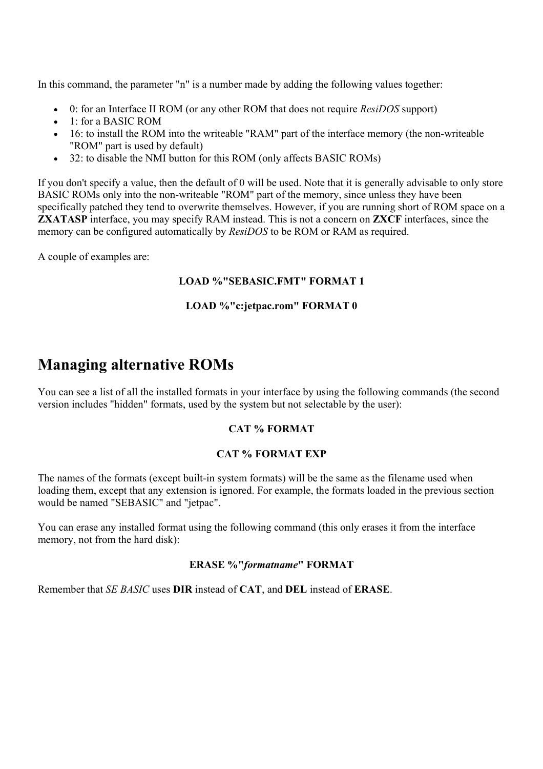In this command, the parameter "n" is a number made by adding the following values together:

- 0: for an Interface II ROM (or any other ROM that does not require *ResiDOS* support)
- 1: for a BASIC ROM
- 16: to install the ROM into the writeable "RAM" part of the interface memory (the non-writeable "ROM" part is used by default)
- 32: to disable the NMI button for this ROM (only affects BASIC ROMs)

If you don't specify a value, then the default of 0 will be used. Note that it is generally advisable to only store BASIC ROMs only into the non-writeable "ROM" part of the memory, since unless they have been specifically patched they tend to overwrite themselves. However, if you are running short of ROM space on a **ZXATASP** interface, you may specify RAM instead. This is not a concern on **ZXCF** interfaces, since the memory can be configured automatically by *ResiDOS* to be ROM or RAM as required.

A couple of examples are:

**LOAD %"SEBASIC.FMT" FORMAT 1**

**LOAD %"c:jetpac.rom" FORMAT 0**

## Managing alternative ROMs

You can see a list of all the installed formats in your interface by using the following commands (the second version includes "hidden" formats, used by the system but not selectable by the user):

**CAT % FORMAT**

**CAT % FORMAT EXP**

The names of the formats (except built-in system formats) will be the same as the filename used when loading them, except that any extension is ignored. For example, the formats loaded in the previous section would be named "SEBASIC" and "jetpac".

You can erase any installed format using the following command (this only erases it from the interface memory, not from the hard disk):

**ERASE %"*formatname*" FORMAT**

Remember that *SE BASIC* uses **DIR** instead of **CAT**, and **DEL** instead of **ERASE**.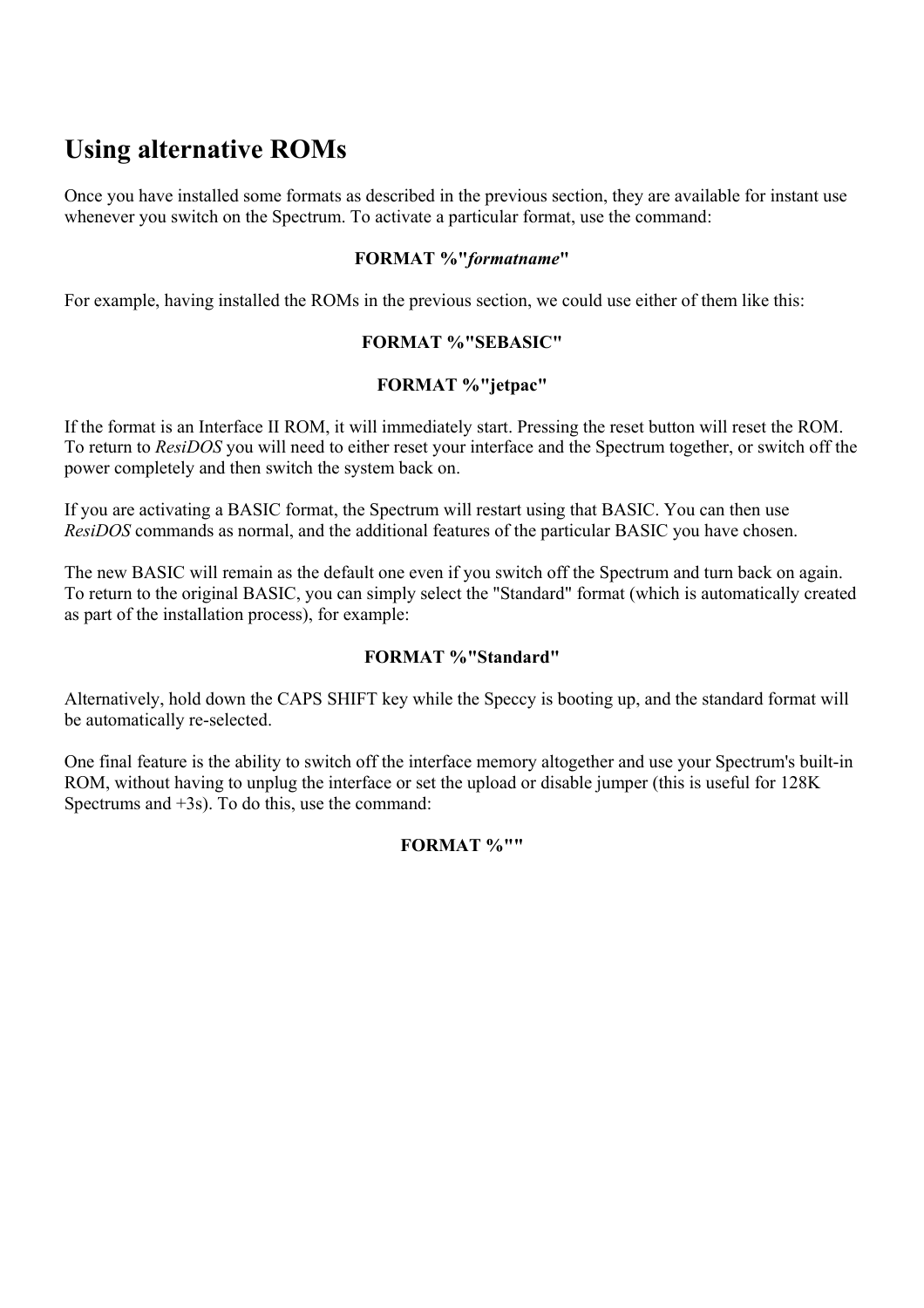# Using alternative ROMs

Once you have installed some formats as described in the previous section, they are available for instant use whenever you switch on the Spectrum. To activate a particular format, use the command:

**FORMAT %"*formatname*"**

For example, having installed the ROMs in the previous section, we could use either of them like this:

**FORMAT %"SEBASIC"**

**FORMAT %"jetpac"**

If the format is an Interface II ROM, it will immediately start. Pressing the reset button will reset the ROM. To return to *ResiDOS* you will need to either reset your interface and the Spectrum together, or switch off the power completely and then switch the system back on.

If you are activating a BASIC format, the Spectrum will restart using that BASIC. You can then use *ResiDOS* commands as normal, and the additional features of the particular BASIC you have chosen.

The new BASIC will remain as the default one even if you switch off the Spectrum and turn back on again. To return to the original BASIC, you can simply select the "Standard" format (which is automatically created as part of the installation process), for example:

**FORMAT %"Standard"**

Alternatively, hold down the CAPS SHIFT key while the Speccy is booting up, and the standard format will be automatically re-selected.

One final feature is the ability to switch off the interface memory altogether and use your Spectrum's built-in ROM, without having to unplug the interface or set the upload or disable jumper (this is useful for 128K Spectrums and +3s). To do this, use the command:

**FORMAT %""**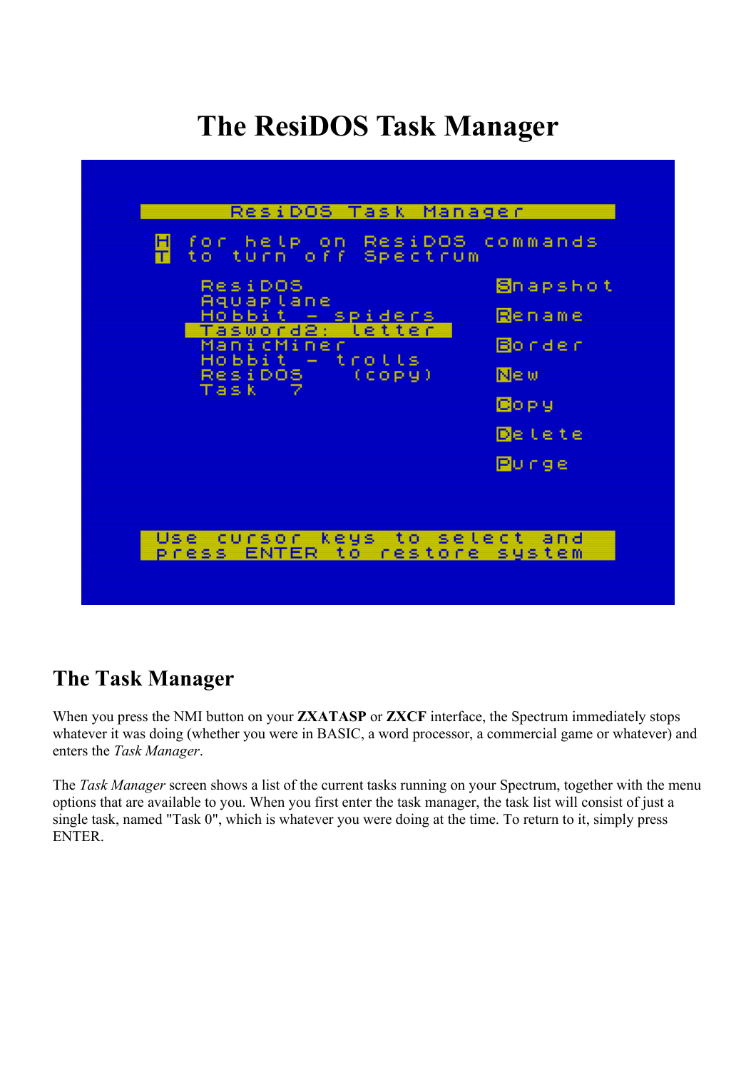# The ResiDOS Task Manager

```
ResiDOS Task Manager

H for help on ResiDOS commands
T to turn off Spectrum

ResiDOS                    Snapshot
Aquaplane
Hobbit - spiders           Rename
Tasword2: letter
ManicMiner                 Border
Hobbit - trolls
ResiDOS    (copy)          New
Task   7
                           Copy

                           Delete

                           Purge

Use cursor keys to select and
press ENTER to restore system
```

## The Task Manager

When you press the NMI button on your **ZXATASP** or **ZXCF** interface, the Spectrum immediately stops whatever it was doing (whether you were in BASIC, a word processor, a commercial game or whatever) and enters the *Task Manager*.

The *Task Manager* screen shows a list of the current tasks running on your Spectrum, together with the menu options that are available to you. When you first enter the task manager, the task list will consist of just a single task, named "Task 0", which is whatever you were doing at the time. To return to it, simply press ENTER.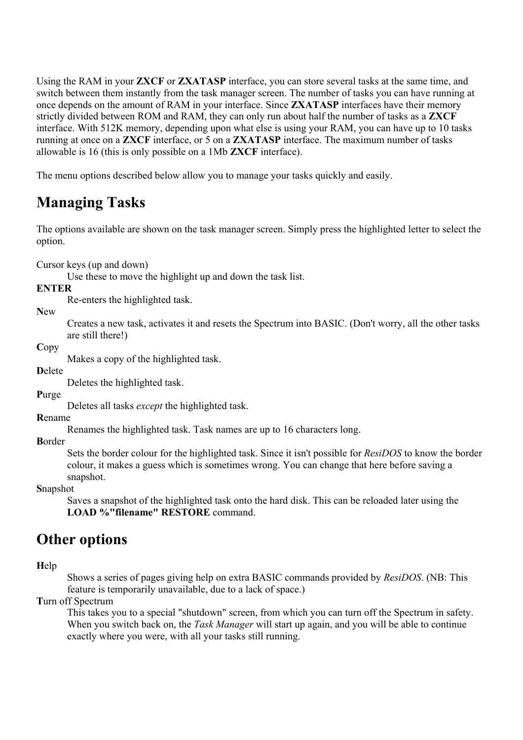Using the RAM in your **ZXCF** or **ZXATASP** interface, you can store several tasks at the same time, and switch between them instantly from the task manager screen. The number of tasks you can have running at once depends on the amount of RAM in your interface. Since **ZXATASP** interfaces have their memory strictly divided between ROM and RAM, they can only run about half the number of tasks as a **ZXCF** interface. With 512K memory, depending upon what else is using your RAM, you can have up to 10 tasks running at once on a **ZXCF** interface, or 5 on a **ZXATASP** interface. The maximum number of tasks allowable is 16 (this is only possible on a 1Mb **ZXCF** interface).

The menu options described below allow you to manage your tasks quickly and easily.

## Managing Tasks

The options available are shown on the task manager screen. Simply press the highlighted letter to select the option.

Cursor keys (up and down)
: Use these to move the highlight up and down the task list.

**ENTER**
: Re-enters the highlighted task.

**N**ew
: Creates a new task, activates it and resets the Spectrum into BASIC. (Don't worry, all the other tasks are still there!)

**C**opy
: Makes a copy of the highlighted task.

**D**elete
: Deletes the highlighted task.

**P**urge
: Deletes all tasks *except* the highlighted task.

**R**ename
: Renames the highlighted task. Task names are up to 16 characters long.

**B**order
: Sets the border colour for the highlighted task. Since it isn't possible for *ResiDOS* to know the border colour, it makes a guess which is sometimes wrong. You can change that here before saving a snapshot.

**S**napshot
: Saves a snapshot of the highlighted task onto the hard disk. This can be reloaded later using the **LOAD %"filename" RESTORE** command.

## Other options

**H**elp
: Shows a series of pages giving help on extra BASIC commands provided by *ResiDOS*. (NB: This feature is temporarily unavailable, due to a lack of space.)

**T**urn off Spectrum
: This takes you to a special "shutdown" screen, from which you can turn off the Spectrum in safety. When you switch back on, the *Task Manager* will start up again, and you will be able to continue exactly where you were, with all your tasks still running.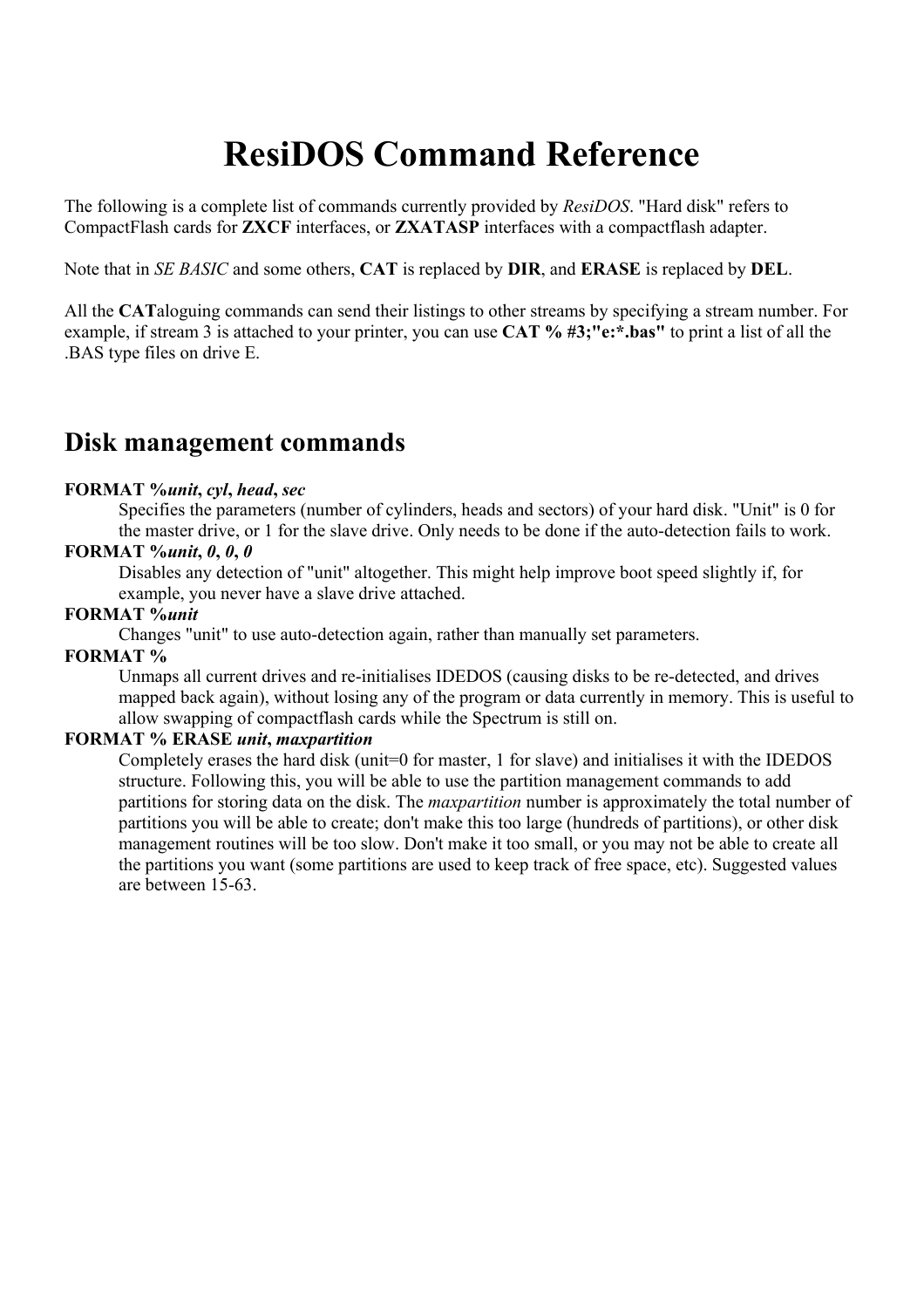# ResiDOS Command Reference

The following is a complete list of commands currently provided by *ResiDOS*. "Hard disk" refers to CompactFlash cards for **ZXCF** interfaces, or **ZXATASP** interfaces with a compactflash adapter.

Note that in *SE BASIC* and some others, **CAT** is replaced by **DIR**, and **ERASE** is replaced by **DEL**.

All the **CAT**aloguing commands can send their listings to other streams by specifying a stream number. For example, if stream 3 is attached to your printer, you can use **CAT % #3;"e:*.bas"** to print a list of all the .BAS type files on drive E.

## Disk management commands

**FORMAT %*unit*, *cyl*, *head*, *sec***
: Specifies the parameters (number of cylinders, heads and sectors) of your hard disk. "Unit" is 0 for the master drive, or 1 for the slave drive. Only needs to be done if the auto-detection fails to work.

**FORMAT %*unit*, *0*, *0*, *0***
: Disables any detection of "unit" altogether. This might help improve boot speed slightly if, for example, you never have a slave drive attached.

**FORMAT %*unit***
: Changes "unit" to use auto-detection again, rather than manually set parameters.

**FORMAT %**
: Unmaps all current drives and re-initialises IDEDOS (causing disks to be re-detected, and drives mapped back again), without losing any of the program or data currently in memory. This is useful to allow swapping of compactflash cards while the Spectrum is still on.

**FORMAT % ERASE *unit*, *maxpartition***
: Completely erases the hard disk (unit=0 for master, 1 for slave) and initialises it with the IDEDOS structure. Following this, you will be able to use the partition management commands to add partitions for storing data on the disk. The *maxpartition* number is approximately the total number of partitions you will be able to create; don't make this too large (hundreds of partitions), or other disk management routines will be too slow. Don't make it too small, or you may not be able to create all the partitions you want (some partitions are used to keep track of free space, etc). Suggested values are between 15-63.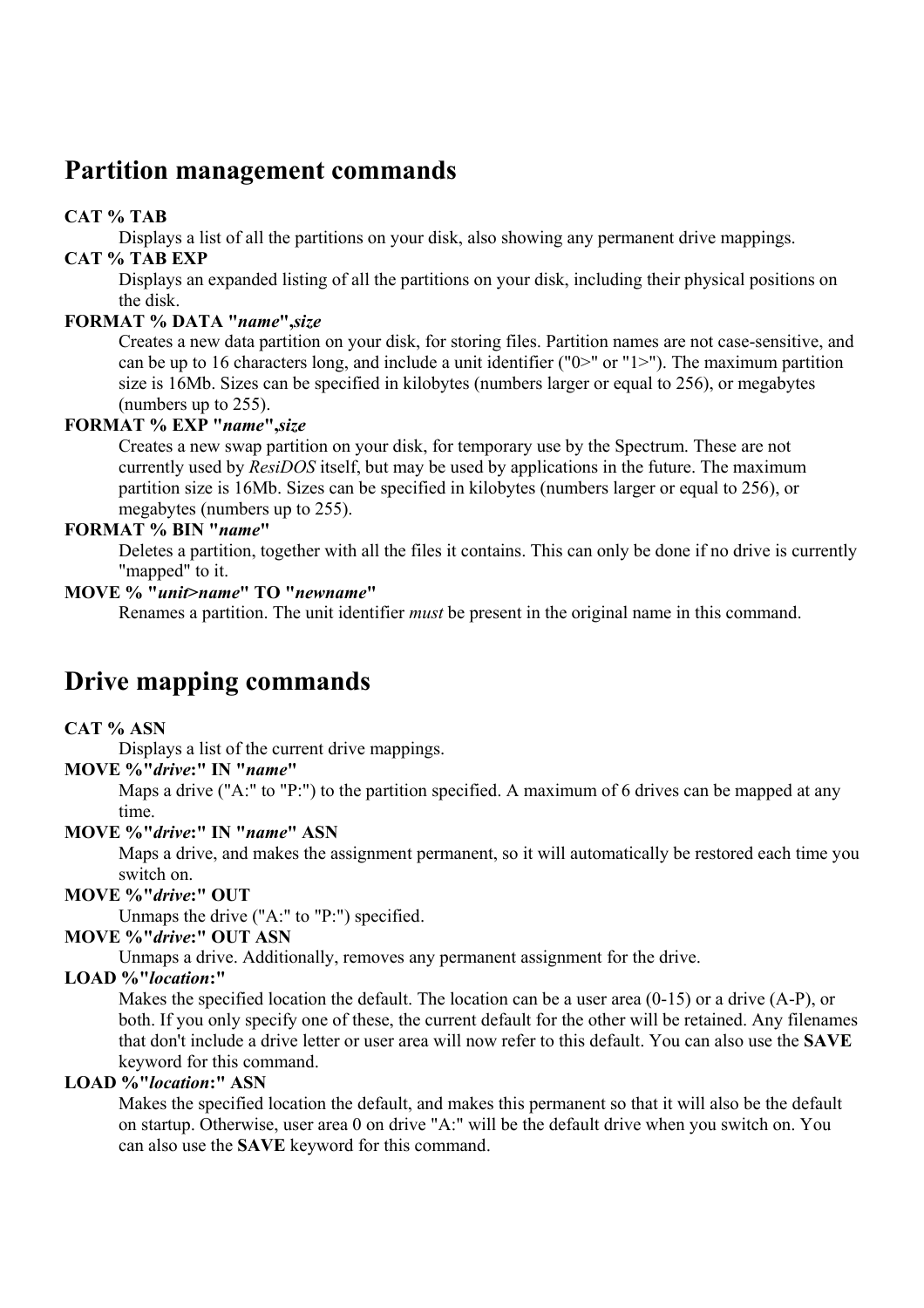## Partition management commands

**CAT % TAB**

Displays a list of all the partitions on your disk, also showing any permanent drive mappings.

**CAT % TAB EXP**

Displays an expanded listing of all the partitions on your disk, including their physical positions on the disk.

**FORMAT % DATA "*name*",*size***

Creates a new data partition on your disk, for storing files. Partition names are not case-sensitive, and can be up to 16 characters long, and include a unit identifier ("0>" or "1>"). The maximum partition size is 16Mb. Sizes can be specified in kilobytes (numbers larger or equal to 256), or megabytes (numbers up to 255).

**FORMAT % EXP "*name*",*size***

Creates a new swap partition on your disk, for temporary use by the Spectrum. These are not currently used by *ResiDOS* itself, but may be used by applications in the future. The maximum partition size is 16Mb. Sizes can be specified in kilobytes (numbers larger or equal to 256), or megabytes (numbers up to 255).

**FORMAT % BIN "*name*"**

Deletes a partition, together with all the files it contains. This can only be done if no drive is currently "mapped" to it.

**MOVE % "*unit*>*name*" TO "*newname*"**

Renames a partition. The unit identifier *must* be present in the original name in this command.

## Drive mapping commands

**CAT % ASN**

Displays a list of the current drive mappings.

**MOVE %"*drive*:" IN "*name*"**

Maps a drive ("A:" to "P:") to the partition specified. A maximum of 6 drives can be mapped at any time.

**MOVE %"*drive*:" IN "*name*" ASN**

Maps a drive, and makes the assignment permanent, so it will automatically be restored each time you switch on.

**MOVE %"*drive*:" OUT**

Unmaps the drive ("A:" to "P:") specified.

**MOVE %"*drive*:" OUT ASN**

Unmaps a drive. Additionally, removes any permanent assignment for the drive.

**LOAD %"*location*:"**

Makes the specified location the default. The location can be a user area (0-15) or a drive (A-P), or both. If you only specify one of these, the current default for the other will be retained. Any filenames that don't include a drive letter or user area will now refer to this default. You can also use the **SAVE** keyword for this command.

**LOAD %"*location*:" ASN**

Makes the specified location the default, and makes this permanent so that it will also be the default on startup. Otherwise, user area 0 on drive "A:" will be the default drive when you switch on. You can also use the **SAVE** keyword for this command.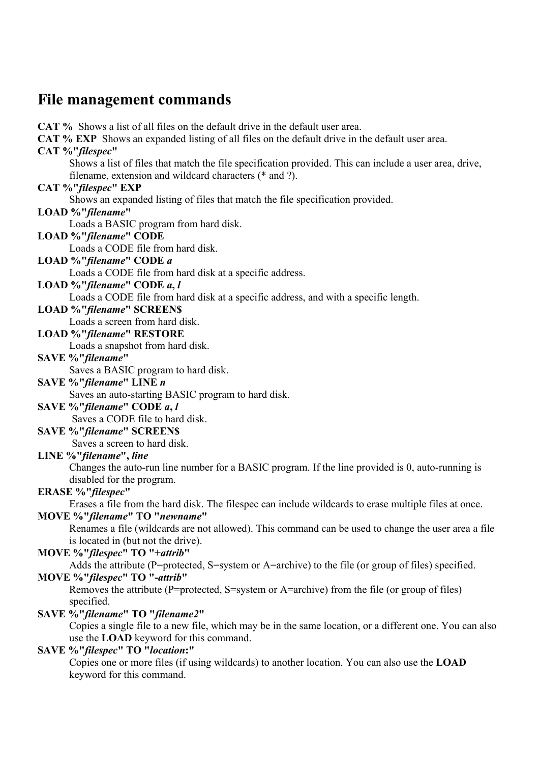## File management commands

**CAT %** Shows a list of all files on the default drive in the default user area.

**CAT % EXP** Shows an expanded listing of all files on the default drive in the default user area.

**CAT %"*filespec*"**
: Shows a list of files that match the file specification provided. This can include a user area, drive, filename, extension and wildcard characters (* and ?).

**CAT %"*filespec*" EXP**
: Shows an expanded listing of files that match the file specification provided.

**LOAD %"*filename*"**
: Loads a BASIC program from hard disk.

**LOAD %"*filename*" CODE**
: Loads a CODE file from hard disk.

**LOAD %"*filename*" CODE *a***
: Loads a CODE file from hard disk at a specific address.

**LOAD %"*filename*" CODE *a*, *l***
: Loads a CODE file from hard disk at a specific address, and with a specific length.

**LOAD %"*filename*" SCREEN$**
: Loads a screen from hard disk.

**LOAD %"*filename*" RESTORE**
: Loads a snapshot from hard disk.

**SAVE %"*filename*"**
: Saves a BASIC program to hard disk.

**SAVE %"*filename*" LINE *n***
: Saves an auto-starting BASIC program to hard disk.

**SAVE %"*filename*" CODE *a*, *l***
: Saves a CODE file to hard disk.

**SAVE %"*filename*" SCREEN$**
: Saves a screen to hard disk.

**LINE %"*filename*", *line***
: Changes the auto-run line number for a BASIC program. If the line provided is 0, auto-running is disabled for the program.

**ERASE %"*filespec*"**
: Erases a file from the hard disk. The filespec can include wildcards to erase multiple files at once.

**MOVE %"*filename*" TO "*newname*"**
: Renames a file (wildcards are not allowed). This command can be used to change the user area a file is located in (but not the drive).

**MOVE %"*filespec*" TO "*+attrib*"**
: Adds the attribute (P=protected, S=system or A=archive) to the file (or group of files) specified.

**MOVE %"*filespec*" TO "*-attrib*"**
: Removes the attribute (P=protected, S=system or A=archive) from the file (or group of files) specified.

**SAVE %"*filename*" TO "*filename2*"**
: Copies a single file to a new file, which may be in the same location, or a different one. You can also use the **LOAD** keyword for this command.

**SAVE %"*filespec*" TO "*location*:"**
: Copies one or more files (if using wildcards) to another location. You can also use the **LOAD** keyword for this command.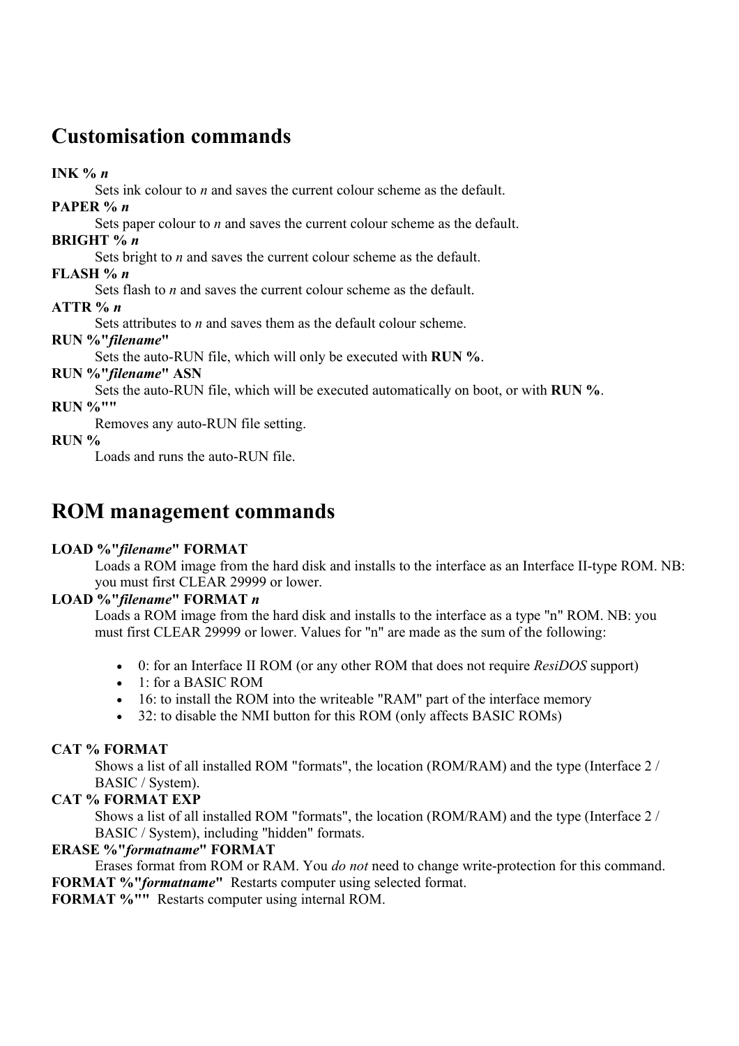## Customisation commands

**INK % *n***
: Sets ink colour to *n* and saves the current colour scheme as the default.

**PAPER % *n***
: Sets paper colour to *n* and saves the current colour scheme as the default.

**BRIGHT % *n***
: Sets bright to *n* and saves the current colour scheme as the default.

**FLASH % *n***
: Sets flash to *n* and saves the current colour scheme as the default.

**ATTR % *n***
: Sets attributes to *n* and saves them as the default colour scheme.

**RUN %"*filename*"**
: Sets the auto-RUN file, which will only be executed with **RUN %**.

**RUN %"*filename*" ASN**
: Sets the auto-RUN file, which will be executed automatically on boot, or with **RUN %**.

**RUN %""**
: Removes any auto-RUN file setting.

**RUN %**
: Loads and runs the auto-RUN file.

## ROM management commands

**LOAD %"*filename*" FORMAT**
: Loads a ROM image from the hard disk and installs to the interface as an Interface II-type ROM. NB: you must first CLEAR 29999 or lower.

**LOAD %"*filename*" FORMAT *n***
: Loads a ROM image from the hard disk and installs to the interface as a type "n" ROM. NB: you must first CLEAR 29999 or lower. Values for "n" are made as the sum of the following:

- 0: for an Interface II ROM (or any other ROM that does not require *ResiDOS* support)
- 1: for a BASIC ROM
- 16: to install the ROM into the writeable "RAM" part of the interface memory
- 32: to disable the NMI button for this ROM (only affects BASIC ROMs)

**CAT % FORMAT**
: Shows a list of all installed ROM "formats", the location (ROM/RAM) and the type (Interface 2 / BASIC / System).

**CAT % FORMAT EXP**
: Shows a list of all installed ROM "formats", the location (ROM/RAM) and the type (Interface 2 / BASIC / System), including "hidden" formats.

**ERASE %"*formatname*" FORMAT**
: Erases format from ROM or RAM. You *do not* need to change write-protection for this command.

**FORMAT %"*formatname*"** Restarts computer using selected format.

**FORMAT %""** Restarts computer using internal ROM.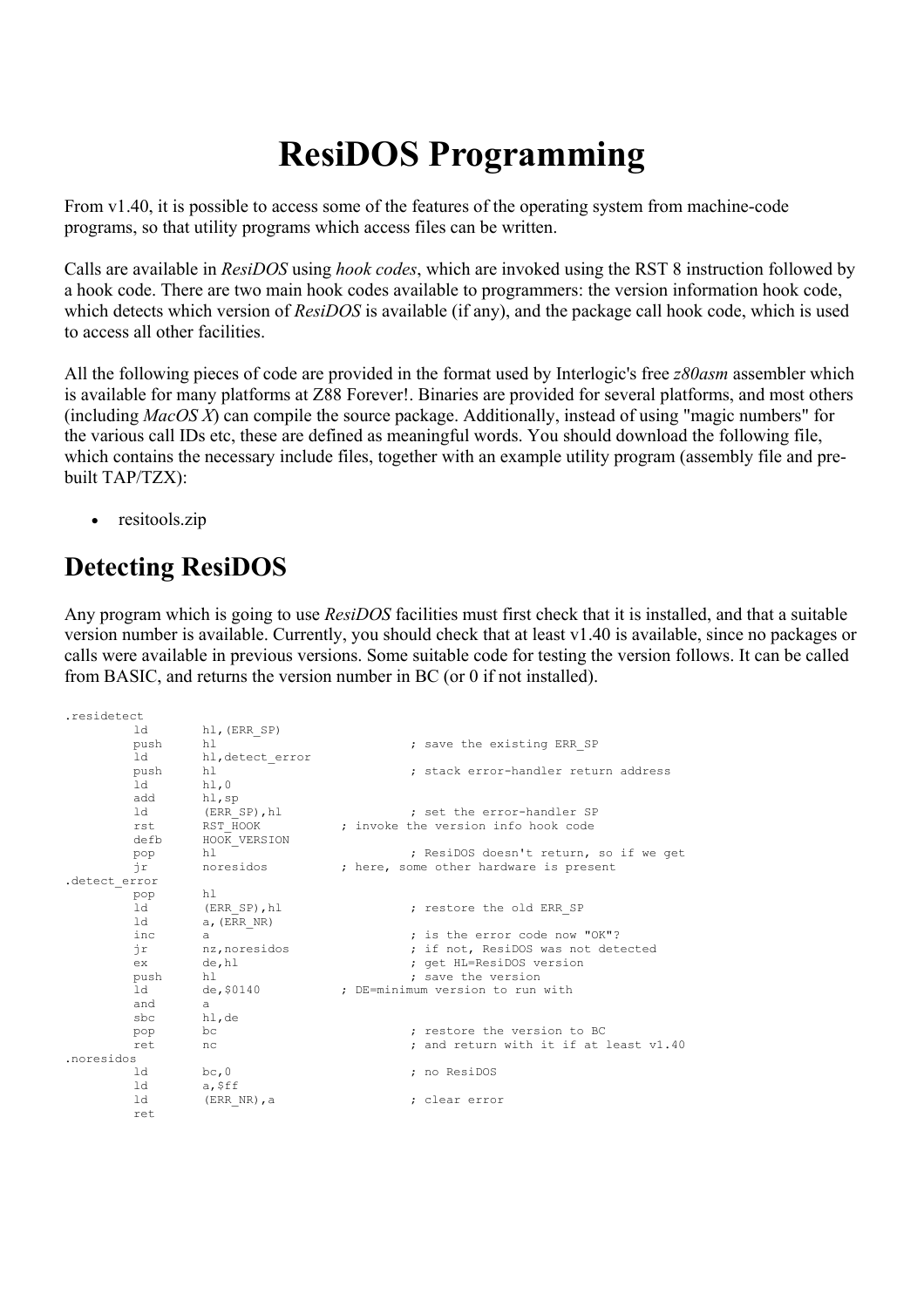# ResiDOS Programming

From v1.40, it is possible to access some of the features of the operating system from machine-code programs, so that utility programs which access files can be written.

Calls are available in *ResiDOS* using *hook codes*, which are invoked using the RST 8 instruction followed by a hook code. There are two main hook codes available to programmers: the version information hook code, which detects which version of *ResiDOS* is available (if any), and the package call hook code, which is used to access all other facilities.

All the following pieces of code are provided in the format used by Interlogic's free *z80asm* assembler which is available for many platforms at Z88 Forever!. Binaries are provided for several platforms, and most others (including *MacOS X*) can compile the source package. Additionally, instead of using "magic numbers" for the various call IDs etc, these are defined as meaningful words. You should download the following file, which contains the necessary include files, together with an example utility program (assembly file and pre-built TAP/TZX):

- resitools.zip

## Detecting ResiDOS

Any program which is going to use *ResiDOS* facilities must first check that it is installed, and that a suitable version number is available. Currently, you should check that at least v1.40 is available, since no packages or calls were available in previous versions. Some suitable code for testing the version follows. It can be called from BASIC, and returns the version number in BC (or 0 if not installed).

```
.residetect
        ld      hl,(ERR_SP)
        push    hl                      ; save the existing ERR_SP
        ld      hl,detect_error
        push    hl                      ; stack error-handler return address
        ld      hl,0
        add     hl,sp
        ld      (ERR_SP),hl             ; set the error-handler SP
        rst     RST_HOOK         ; invoke the version info hook code
        defb    HOOK_VERSION
        pop     hl                      ; ResiDOS doesn't return, so if we get
        jr      noresidos        ; here, some other hardware is present
.detect_error
        pop     hl
        ld      (ERR_SP),hl             ; restore the old ERR_SP
        ld      a,(ERR_NR)
        inc     a                       ; is the error code now "OK"?
        jr      nz,noresidos            ; if not, ResiDOS was not detected
        ex      de,hl                   ; get HL=ResiDOS version
        push    hl                      ; save the version
        ld      de,$0140         ; DE=minimum version to run with
        and     a
        sbc     hl,de
        pop     bc                      ; restore the version to BC
        ret     nc                      ; and return with it if at least v1.40
.noresidos
        ld      bc,0                    ; no ResiDOS
        ld      a,$ff
        ld      (ERR_NR),a              ; clear error
        ret
```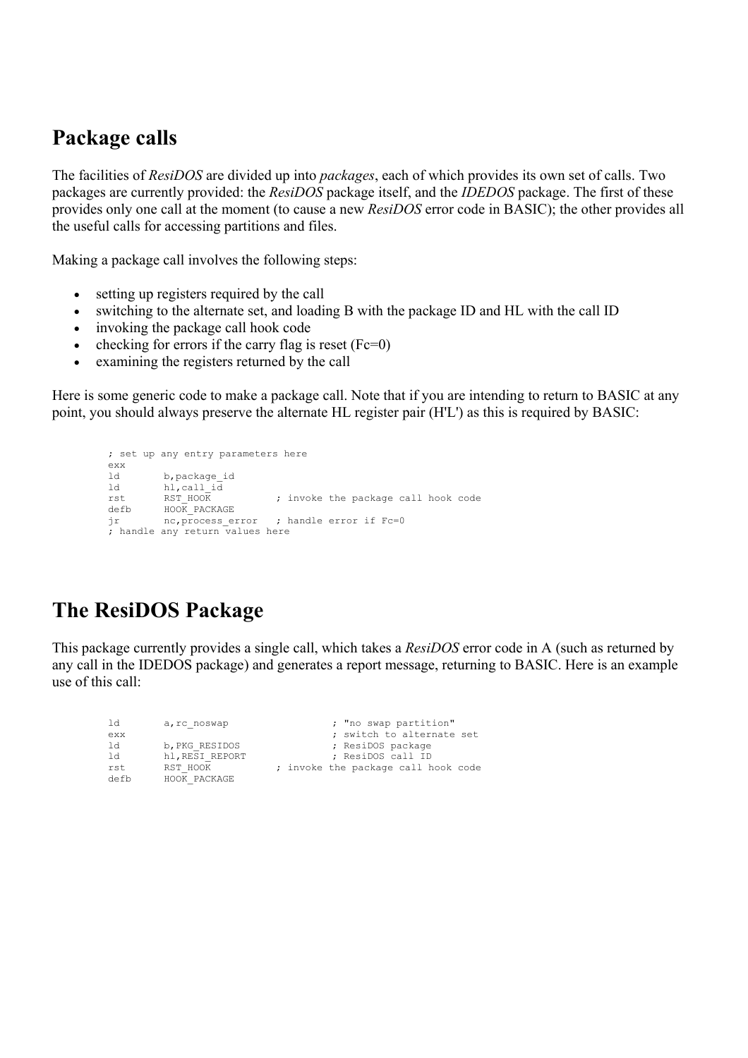## Package calls

The facilities of *ResiDOS* are divided up into *packages*, each of which provides its own set of calls. Two packages are currently provided: the *ResiDOS* package itself, and the *IDEDOS* package. The first of these provides only one call at the moment (to cause a new *ResiDOS* error code in BASIC); the other provides all the useful calls for accessing partitions and files.

Making a package call involves the following steps:

- setting up registers required by the call
- switching to the alternate set, and loading B with the package ID and HL with the call ID
- invoking the package call hook code
- checking for errors if the carry flag is reset (Fc=0)
- examining the registers returned by the call

Here is some generic code to make a package call. Note that if you are intending to return to BASIC at any point, you should always preserve the alternate HL register pair (H'L') as this is required by BASIC:

```
; set up any entry parameters here
exx
ld       b,package_id
ld       hl,call_id
rst      RST_HOOK           ; invoke the package call hook code
defb     HOOK_PACKAGE
jr       nc,process_error   ; handle error if Fc=0
; handle any return values here
```

## The ResiDOS Package

This package currently provides a single call, which takes a *ResiDOS* error code in A (such as returned by any call in the IDEDOS package) and generates a report message, returning to BASIC. Here is an example use of this call:

```
ld       a,rc_noswap                  ; "no swap partition"
exx                                   ; switch to alternate set
ld       b,PKG_RESIDOS                ; ResiDOS package
ld       hl,RESI_REPORT               ; ResiDOS call ID
rst      RST_HOOK           ; invoke the package call hook code
defb     HOOK_PACKAGE
```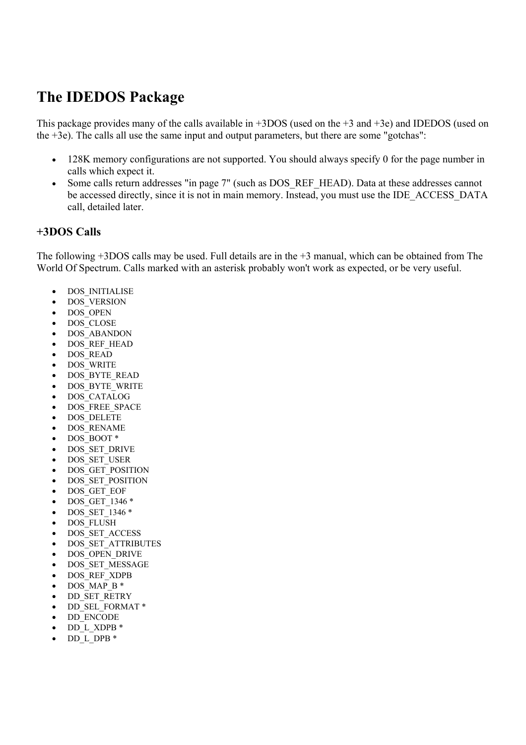# The IDEDOS Package

This package provides many of the calls available in +3DOS (used on the +3 and +3e) and IDEDOS (used on the +3e). The calls all use the same input and output parameters, but there are some "gotchas":

- 128K memory configurations are not supported. You should always specify 0 for the page number in calls which expect it.
- Some calls return addresses "in page 7" (such as DOS_REF_HEAD). Data at these addresses cannot be accessed directly, since it is not in main memory. Instead, you must use the IDE_ACCESS_DATA call, detailed later.

### +3DOS Calls

The following +3DOS calls may be used. Full details are in the +3 manual, which can be obtained from The World Of Spectrum. Calls marked with an asterisk probably won't work as expected, or be very useful.

- DOS_INITIALISE
- DOS_VERSION
- DOS_OPEN
- DOS_CLOSE
- DOS_ABANDON
- DOS_REF_HEAD
- DOS_READ
- DOS_WRITE
- DOS_BYTE_READ
- DOS_BYTE_WRITE
- DOS_CATALOG
- DOS_FREE_SPACE
- DOS_DELETE
- DOS_RENAME
- DOS_BOOT *
- DOS_SET_DRIVE
- DOS_SET_USER
- DOS_GET_POSITION
- DOS_SET_POSITION
- DOS_GET_EOF
- DOS_GET_1346 *
- DOS_SET_1346 *
- DOS_FLUSH
- DOS_SET_ACCESS
- DOS_SET_ATTRIBUTES
- DOS_OPEN_DRIVE
- DOS_SET_MESSAGE
- DOS_REF_XDPB
- DOS_MAP_B *
- DD_SET_RETRY
- DD_SEL_FORMAT *
- DD_ENCODE
- DD_L_XDPB *
- DD_L_DPB *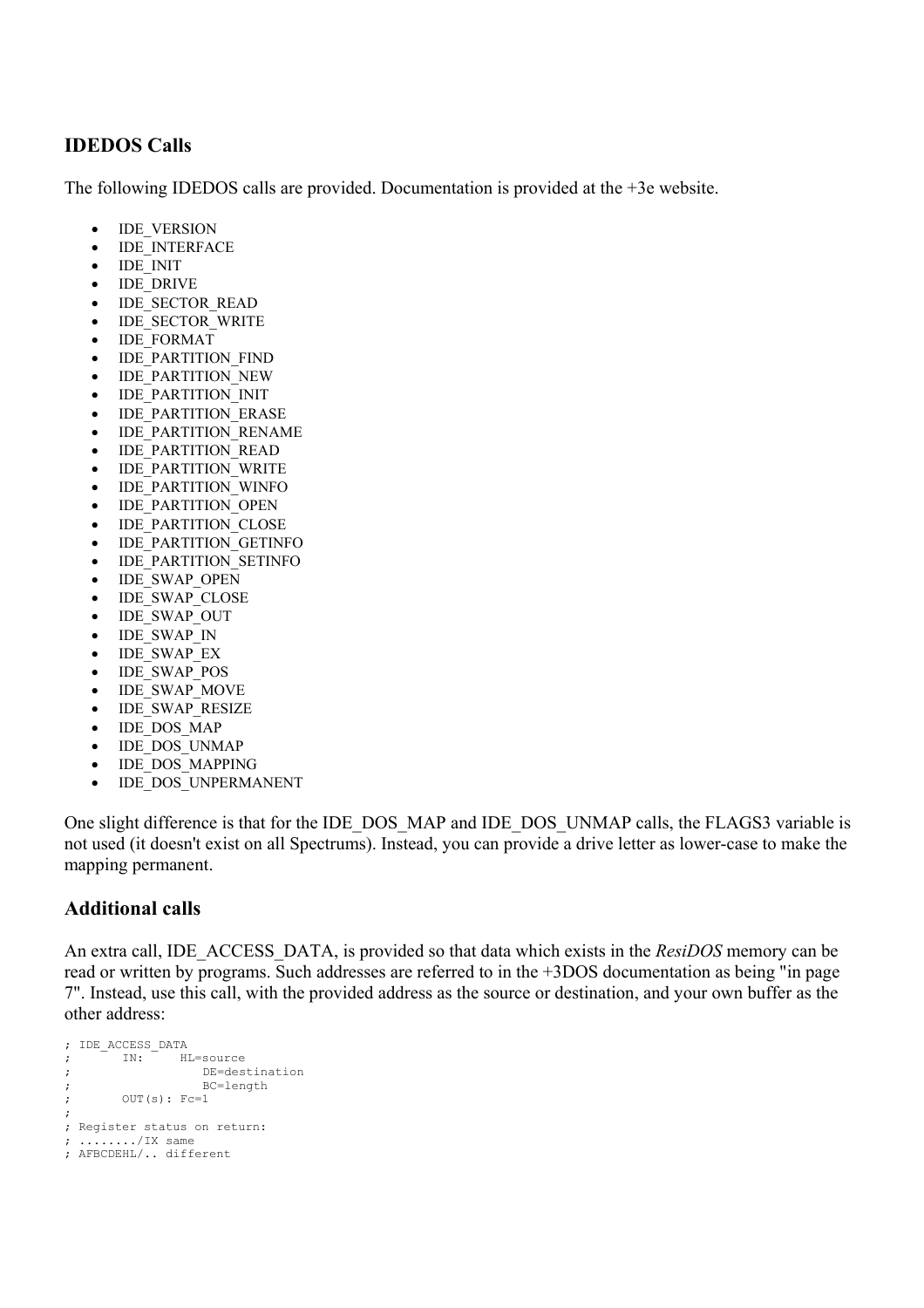## IDEDOS Calls

The following IDEDOS calls are provided. Documentation is provided at the +3e website.

- IDE_VERSION
- IDE_INTERFACE
- IDE_INIT
- IDE_DRIVE
- IDE_SECTOR_READ
- IDE_SECTOR_WRITE
- IDE_FORMAT
- IDE_PARTITION_FIND
- IDE_PARTITION_NEW
- IDE_PARTITION_INIT
- IDE_PARTITION_ERASE
- IDE_PARTITION_RENAME
- IDE_PARTITION_READ
- IDE_PARTITION_WRITE
- IDE_PARTITION_WINFO
- IDE_PARTITION_OPEN
- IDE_PARTITION_CLOSE
- IDE_PARTITION_GETINFO
- IDE_PARTITION_SETINFO
- IDE_SWAP_OPEN
- IDE_SWAP_CLOSE
- IDE_SWAP_OUT
- IDE_SWAP_IN
- IDE_SWAP_EX
- IDE_SWAP_POS
- IDE_SWAP_MOVE
- IDE_SWAP_RESIZE
- IDE_DOS_MAP
- IDE_DOS_UNMAP
- IDE_DOS_MAPPING
- IDE_DOS_UNPERMANENT

One slight difference is that for the IDE_DOS_MAP and IDE_DOS_UNMAP calls, the FLAGS3 variable is not used (it doesn't exist on all Spectrums). Instead, you can provide a drive letter as lower-case to make the mapping permanent.

## Additional calls

An extra call, IDE_ACCESS_DATA, is provided so that data which exists in the *ResiDOS* memory can be read or written by programs. Such addresses are referred to in the +3DOS documentation as being "in page 7". Instead, use this call, with the provided address as the source or destination, and your own buffer as the other address:

```
; IDE_ACCESS_DATA
;       IN:     HL=source
;                 DE=destination
;                 BC=length
;       OUT(s): Fc=1
;
; Register status on return:
; ......../IX same
; AFBCDEHL/.. different
```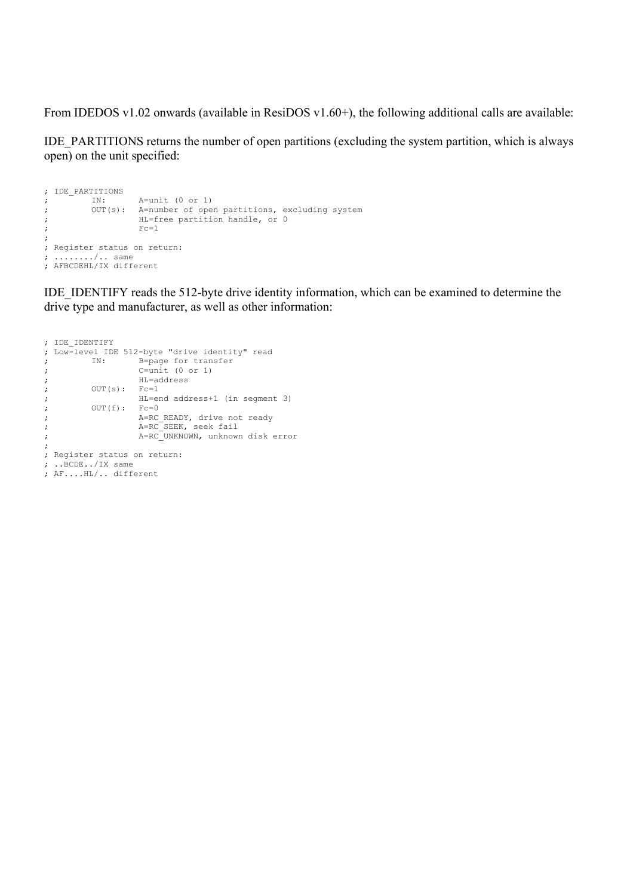From IDEDOS v1.02 onwards (available in ResiDOS v1.60+), the following additional calls are available:

IDE_PARTITIONS returns the number of open partitions (excluding the system partition, which is always open) on the unit specified:

```
; IDE_PARTITIONS
;         IN:      A=unit (0 or 1)
;         OUT(s):  A=number of open partitions, excluding system
;                  HL=free partition handle, or 0
;                  Fc=1
;
; Register status on return:
; ......../.. same
; AFBCDEHL/IX different
```

IDE_IDENTIFY reads the 512-byte drive identity information, which can be examined to determine the drive type and manufacturer, as well as other information:

```
; IDE_IDENTIFY
; Low-level IDE 512-byte "drive identity" read
;         IN:      B=page for transfer
;                  C=unit (0 or 1)
;                  HL=address
;         OUT(s):  Fc=1
;                  HL=end address+1 (in segment 3)
;         OUT(f):  Fc=0
;                  A=RC_READY, drive not ready
;                  A=RC_SEEK, seek fail
;                  A=RC_UNKNOWN, unknown disk error
;
; Register status on return:
; ..BCDE../IX same
; AF....HL/.. different
```